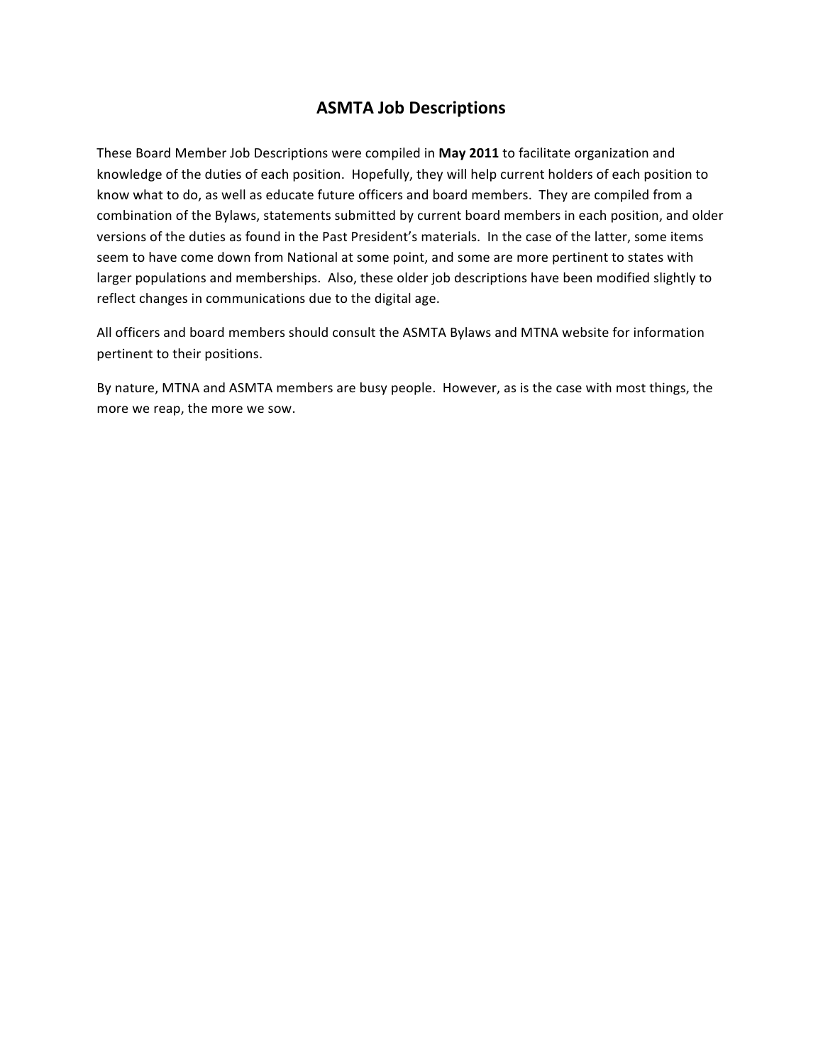# ASMTA Job Descriptions

These Board Member Job Descriptions were compiled in **May 2011** to facilitate organization and knowledge of the duties of each position. Hopefully, they will help current holders of each position to know what to do, as well as educate future officers and board members. They are compiled from a combination of the Bylaws, statements submitted by current board members in each position, and older versions of the duties as found in the Past President's materials. In the case of the latter, some items seem to have come down from National at some point, and some are more pertinent to states with larger populations and memberships. Also, these older job descriptions have been modified slightly to reflect changes in communications due to the digital age.

All officers and board members should consult the ASMTA Bylaws and MTNA website for information pertinent to their positions.

By nature, MTNA and ASMTA members are busy people. However, as is the case with most things, the more we reap, the more we sow.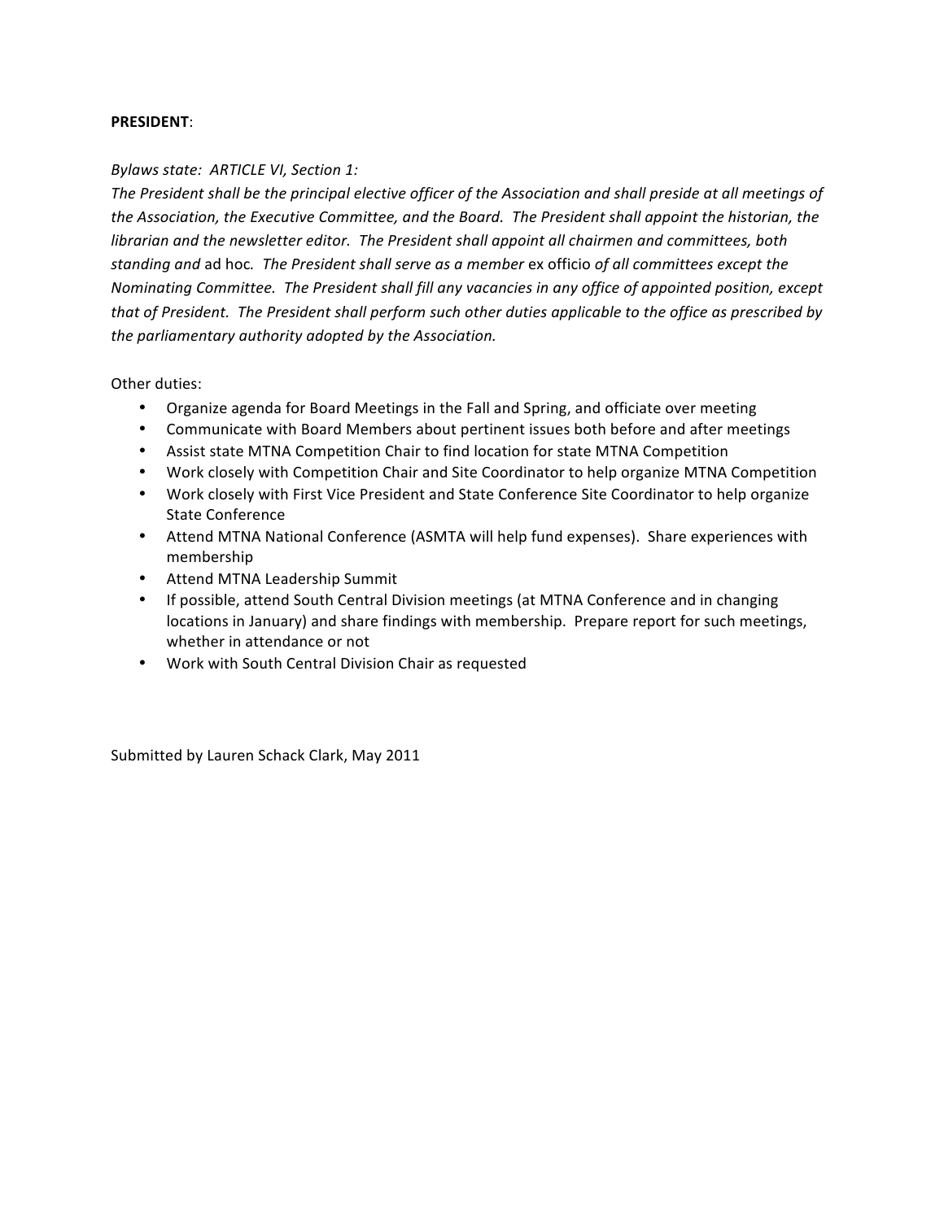**PRESIDENT**:

*Bylaws state: ARTICLE VI, Section 1:*

*The President shall be the principal elective officer of the Association and shall preside at all meetings of the Association, the Executive Committee, and the Board. The President shall appoint the historian, the librarian and the newsletter editor. The President shall appoint all chairmen and committees, both standing and* ad hoc*. The President shall serve as a member* ex officio *of all committees except the Nominating Committee. The President shall fill any vacancies in any office of appointed position, except that of President. The President shall perform such other duties applicable to the office as prescribed by the parliamentary authority adopted by the Association.*

Other duties:

- Organize agenda for Board Meetings in the Fall and Spring, and officiate over meeting
- Communicate with Board Members about pertinent issues both before and after meetings
- Assist state MTNA Competition Chair to find location for state MTNA Competition
- Work closely with Competition Chair and Site Coordinator to help organize MTNA Competition
- Work closely with First Vice President and State Conference Site Coordinator to help organize State Conference
- Attend MTNA National Conference (ASMTA will help fund expenses). Share experiences with membership
- Attend MTNA Leadership Summit
- If possible, attend South Central Division meetings (at MTNA Conference and in changing locations in January) and share findings with membership. Prepare report for such meetings, whether in attendance or not
- Work with South Central Division Chair as requested

Submitted by Lauren Schack Clark, May 2011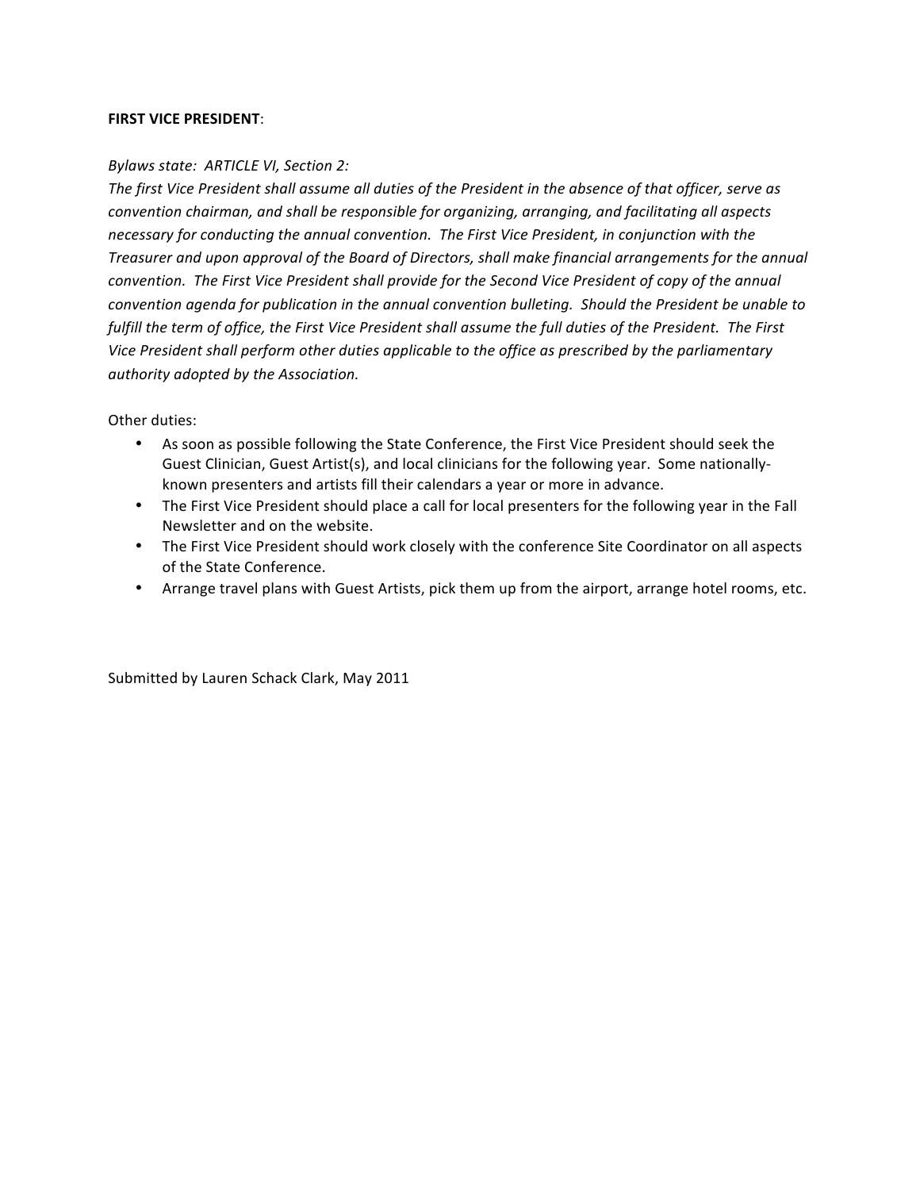**FIRST VICE PRESIDENT**:

*Bylaws state: ARTICLE VI, Section 2:*
*The first Vice President shall assume all duties of the President in the absence of that officer, serve as convention chairman, and shall be responsible for organizing, arranging, and facilitating all aspects necessary for conducting the annual convention. The First Vice President, in conjunction with the Treasurer and upon approval of the Board of Directors, shall make financial arrangements for the annual convention. The First Vice President shall provide for the Second Vice President of copy of the annual convention agenda for publication in the annual convention bulleting. Should the President be unable to fulfill the term of office, the First Vice President shall assume the full duties of the President. The First Vice President shall perform other duties applicable to the office as prescribed by the parliamentary authority adopted by the Association.*

Other duties:

- As soon as possible following the State Conference, the First Vice President should seek the Guest Clinician, Guest Artist(s), and local clinicians for the following year. Some nationally-known presenters and artists fill their calendars a year or more in advance.
- The First Vice President should place a call for local presenters for the following year in the Fall Newsletter and on the website.
- The First Vice President should work closely with the conference Site Coordinator on all aspects of the State Conference.
- Arrange travel plans with Guest Artists, pick them up from the airport, arrange hotel rooms, etc.

Submitted by Lauren Schack Clark, May 2011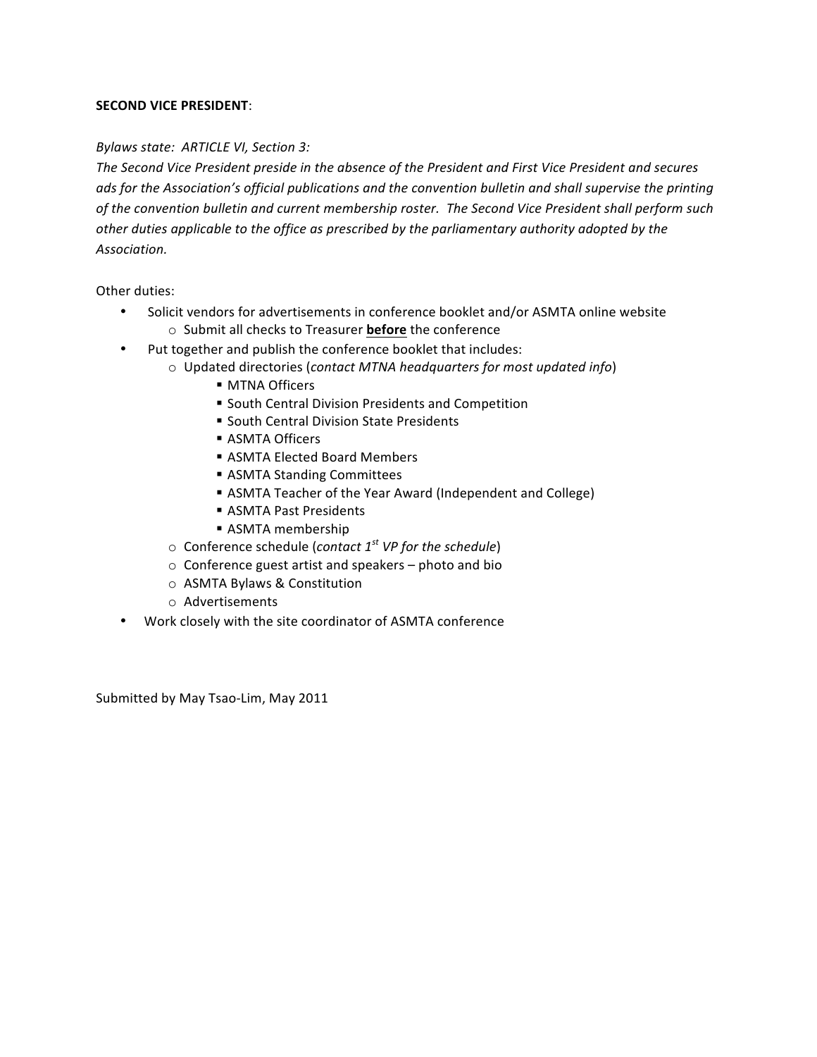**SECOND VICE PRESIDENT**:

*Bylaws state: ARTICLE VI, Section 3:*
*The Second Vice President preside in the absence of the President and First Vice President and secures ads for the Association's official publications and the convention bulletin and shall supervise the printing of the convention bulletin and current membership roster. The Second Vice President shall perform such other duties applicable to the office as prescribed by the parliamentary authority adopted by the Association.*

Other duties:

- Solicit vendors for advertisements in conference booklet and/or ASMTA online website
  - Submit all checks to Treasurer <u>**before**</u> the conference
- Put together and publish the conference booklet that includes:
  - Updated directories (*contact MTNA headquarters for most updated info*)
    - MTNA Officers
    - South Central Division Presidents and Competition
    - South Central Division State Presidents
    - ASMTA Officers
    - ASMTA Elected Board Members
    - ASMTA Standing Committees
    - ASMTA Teacher of the Year Award (Independent and College)
    - ASMTA Past Presidents
    - ASMTA membership
  - Conference schedule (*contact 1st VP for the schedule*)
  - Conference guest artist and speakers – photo and bio
  - ASMTA Bylaws & Constitution
  - Advertisements
- Work closely with the site coordinator of ASMTA conference

Submitted by May Tsao-Lim, May 2011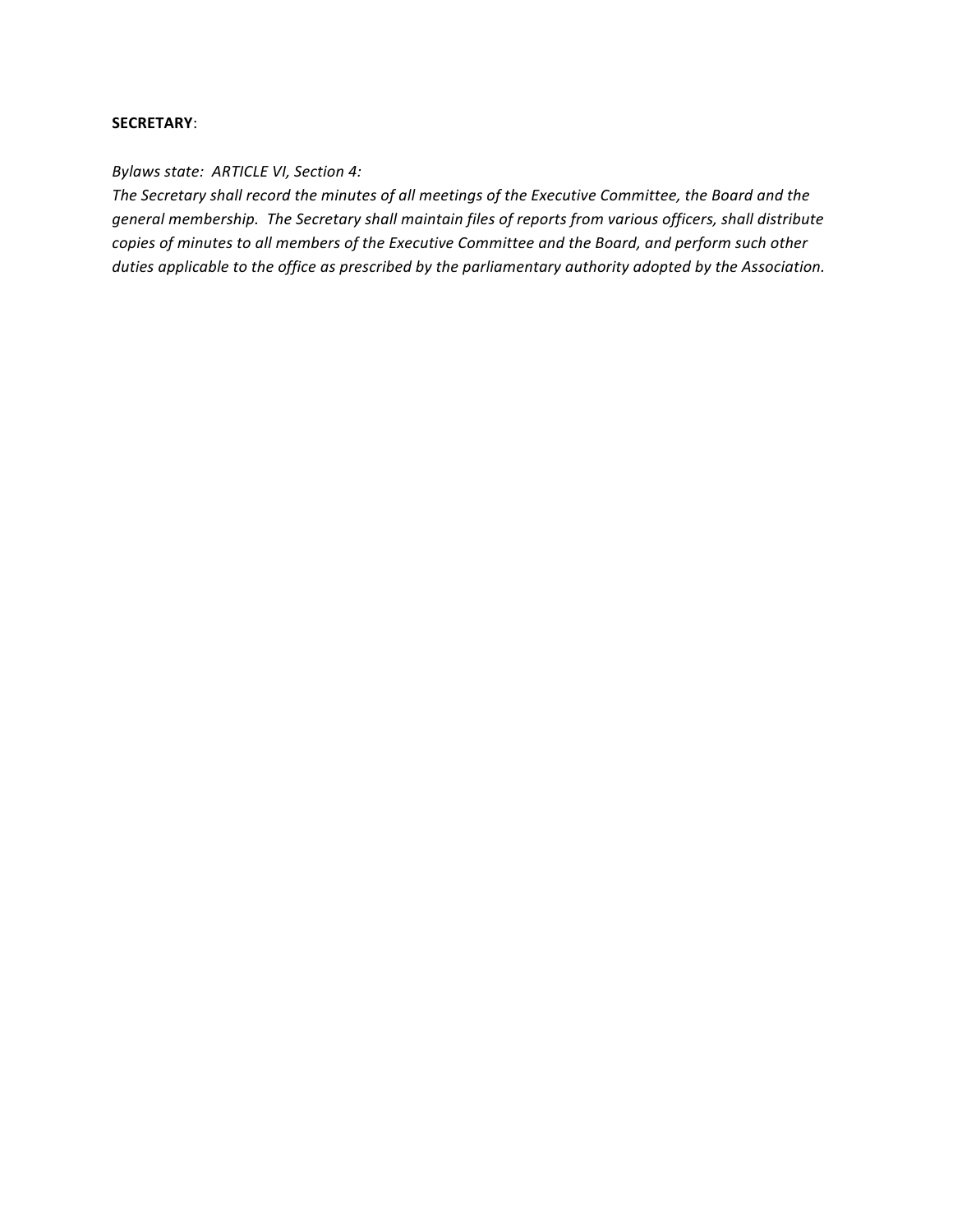**SECRETARY**:

*Bylaws state: ARTICLE VI, Section 4:*
*The Secretary shall record the minutes of all meetings of the Executive Committee, the Board and the general membership. The Secretary shall maintain files of reports from various officers, shall distribute copies of minutes to all members of the Executive Committee and the Board, and perform such other duties applicable to the office as prescribed by the parliamentary authority adopted by the Association.*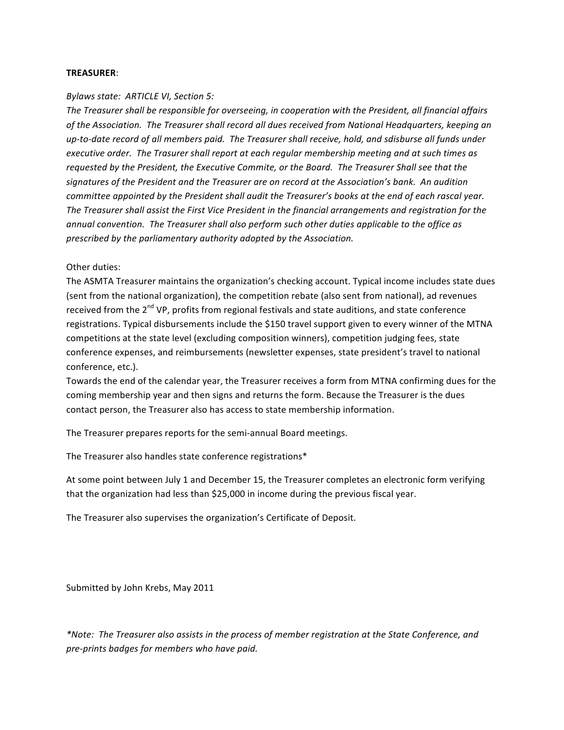**TREASURER**:

*Bylaws state: ARTICLE VI, Section 5:*
*The Treasurer shall be responsible for overseeing, in cooperation with the President, all financial affairs of the Association. The Treasurer shall record all dues received from National Headquarters, keeping an up-to-date record of all members paid. The Treasurer shall receive, hold, and sdisburse all funds under executive order. The Trasurer shall report at each regular membership meeting and at such times as requested by the President, the Executive Commite, or the Board. The Treasurer Shall see that the signatures of the President and the Treasurer are on record at the Association's bank. An audition committee appointed by the President shall audit the Treasurer's books at the end of each rascal year. The Treasurer shall assist the First Vice President in the financial arrangements and registration for the annual convention. The Treasurer shall also perform such other duties applicable to the office as prescribed by the parliamentary authority adopted by the Association.*

Other duties:
The ASMTA Treasurer maintains the organization's checking account. Typical income includes state dues (sent from the national organization), the competition rebate (also sent from national), ad revenues received from the 2nd VP, profits from regional festivals and state auditions, and state conference registrations. Typical disbursements include the $150 travel support given to every winner of the MTNA competitions at the state level (excluding composition winners), competition judging fees, state conference expenses, and reimbursements (newsletter expenses, state president's travel to national conference, etc.).
Towards the end of the calendar year, the Treasurer receives a form from MTNA confirming dues for the coming membership year and then signs and returns the form. Because the Treasurer is the dues contact person, the Treasurer also has access to state membership information.

The Treasurer prepares reports for the semi-annual Board meetings.

The Treasurer also handles state conference registrations*

At some point between July 1 and December 15, the Treasurer completes an electronic form verifying that the organization had less than $25,000 in income during the previous fiscal year.

The Treasurer also supervises the organization's Certificate of Deposit.

Submitted by John Krebs, May 2011

**Note: The Treasurer also assists in the process of member registration at the State Conference, and pre-prints badges for members who have paid.*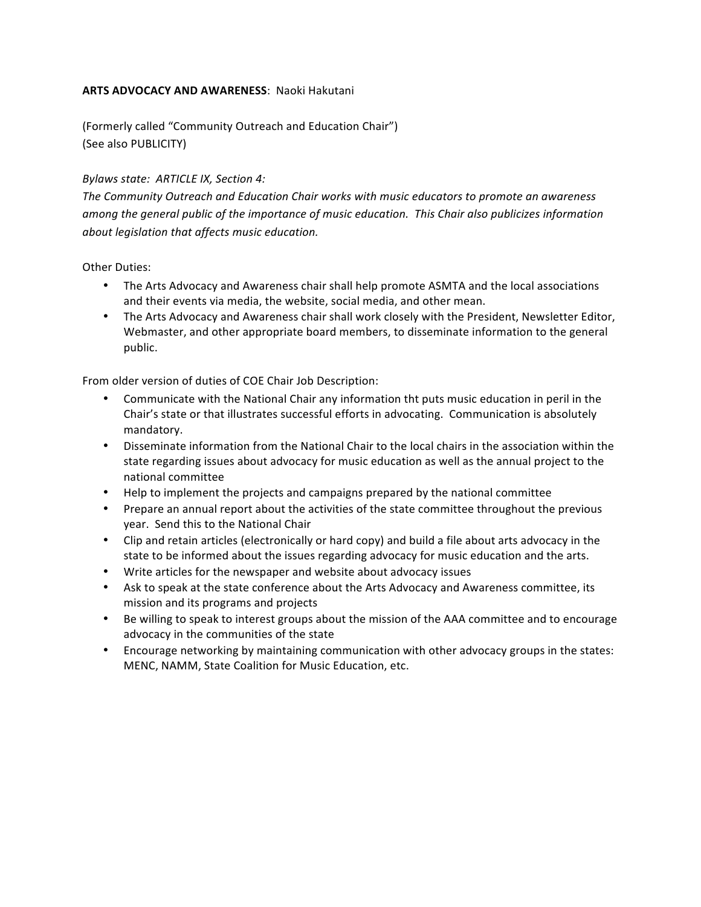**ARTS ADVOCACY AND AWARENESS**: Naoki Hakutani

(Formerly called "Community Outreach and Education Chair")
(See also PUBLICITY)

*Bylaws state: ARTICLE IX, Section 4:*
*The Community Outreach and Education Chair works with music educators to promote an awareness among the general public of the importance of music education. This Chair also publicizes information about legislation that affects music education.*

Other Duties:

- The Arts Advocacy and Awareness chair shall help promote ASMTA and the local associations and their events via media, the website, social media, and other mean.
- The Arts Advocacy and Awareness chair shall work closely with the President, Newsletter Editor, Webmaster, and other appropriate board members, to disseminate information to the general public.

From older version of duties of COE Chair Job Description:

- Communicate with the National Chair any information tht puts music education in peril in the Chair's state or that illustrates successful efforts in advocating. Communication is absolutely mandatory.
- Disseminate information from the National Chair to the local chairs in the association within the state regarding issues about advocacy for music education as well as the annual project to the national committee
- Help to implement the projects and campaigns prepared by the national committee
- Prepare an annual report about the activities of the state committee throughout the previous year. Send this to the National Chair
- Clip and retain articles (electronically or hard copy) and build a file about arts advocacy in the state to be informed about the issues regarding advocacy for music education and the arts.
- Write articles for the newspaper and website about advocacy issues
- Ask to speak at the state conference about the Arts Advocacy and Awareness committee, its mission and its programs and projects
- Be willing to speak to interest groups about the mission of the AAA committee and to encourage advocacy in the communities of the state
- Encourage networking by maintaining communication with other advocacy groups in the states: MENC, NAMM, State Coalition for Music Education, etc.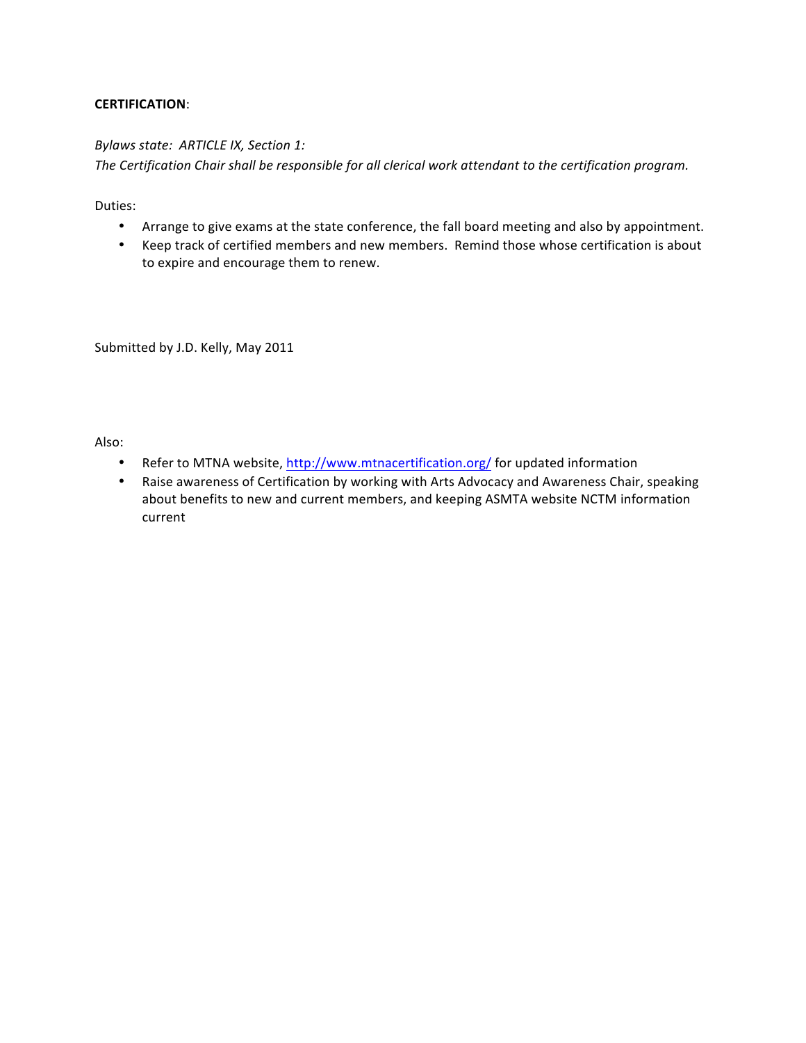**CERTIFICATION**:

*Bylaws state: ARTICLE IX, Section 1:*
*The Certification Chair shall be responsible for all clerical work attendant to the certification program.*

Duties:

- Arrange to give exams at the state conference, the fall board meeting and also by appointment.
- Keep track of certified members and new members. Remind those whose certification is about to expire and encourage them to renew.

Submitted by J.D. Kelly, May 2011

Also:

- Refer to MTNA website, [http://www.mtnacertification.org/](http://www.mtnacertification.org/) for updated information
- Raise awareness of Certification by working with Arts Advocacy and Awareness Chair, speaking about benefits to new and current members, and keeping ASMTA website NCTM information current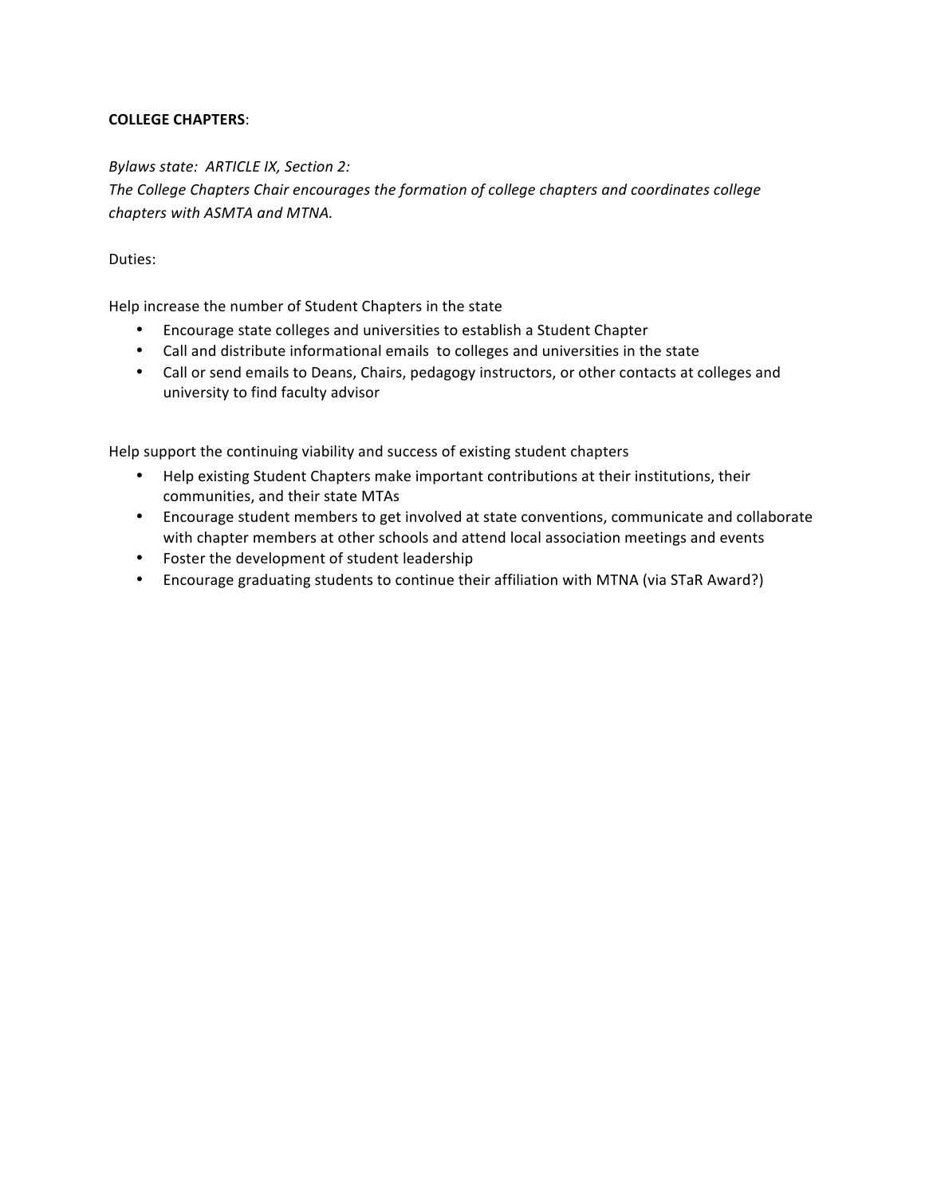**COLLEGE CHAPTERS**:

*Bylaws state: ARTICLE IX, Section 2:*
*The College Chapters Chair encourages the formation of college chapters and coordinates college chapters with ASMTA and MTNA.*

Duties:

Help increase the number of Student Chapters in the state

- Encourage state colleges and universities to establish a Student Chapter
- Call and distribute informational emails to colleges and universities in the state
- Call or send emails to Deans, Chairs, pedagogy instructors, or other contacts at colleges and university to find faculty advisor

Help support the continuing viability and success of existing student chapters

- Help existing Student Chapters make important contributions at their institutions, their communities, and their state MTAs
- Encourage student members to get involved at state conventions, communicate and collaborate with chapter members at other schools and attend local association meetings and events
- Foster the development of student leadership
- Encourage graduating students to continue their affiliation with MTNA (via STaR Award?)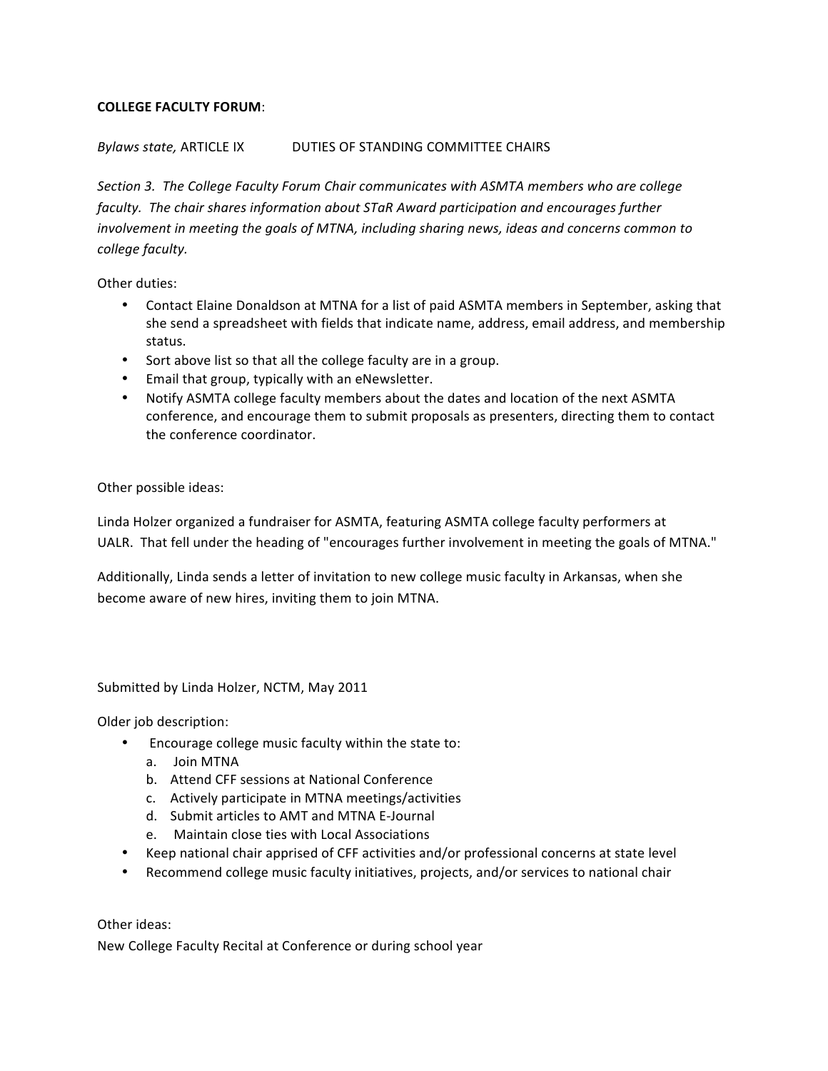**COLLEGE FACULTY FORUM**:

*Bylaws state,* ARTICLE IX DUTIES OF STANDING COMMITTEE CHAIRS

*Section 3. The College Faculty Forum Chair communicates with ASMTA members who are college faculty. The chair shares information about STaR Award participation and encourages further involvement in meeting the goals of MTNA, including sharing news, ideas and concerns common to college faculty.*

Other duties:

- Contact Elaine Donaldson at MTNA for a list of paid ASMTA members in September, asking that she send a spreadsheet with fields that indicate name, address, email address, and membership status.
- Sort above list so that all the college faculty are in a group.
- Email that group, typically with an eNewsletter.
- Notify ASMTA college faculty members about the dates and location of the next ASMTA conference, and encourage them to submit proposals as presenters, directing them to contact the conference coordinator.

Other possible ideas:

Linda Holzer organized a fundraiser for ASMTA, featuring ASMTA college faculty performers at UALR. That fell under the heading of "encourages further involvement in meeting the goals of MTNA."

Additionally, Linda sends a letter of invitation to new college music faculty in Arkansas, when she become aware of new hires, inviting them to join MTNA.

Submitted by Linda Holzer, NCTM, May 2011

Older job description:

- Encourage college music faculty within the state to:
    - a. Join MTNA
    - b. Attend CFF sessions at National Conference
    - c. Actively participate in MTNA meetings/activities
    - d. Submit articles to AMT and MTNA E-Journal
    - e. Maintain close ties with Local Associations
- Keep national chair apprised of CFF activities and/or professional concerns at state level
- Recommend college music faculty initiatives, projects, and/or services to national chair

Other ideas:

New College Faculty Recital at Conference or during school year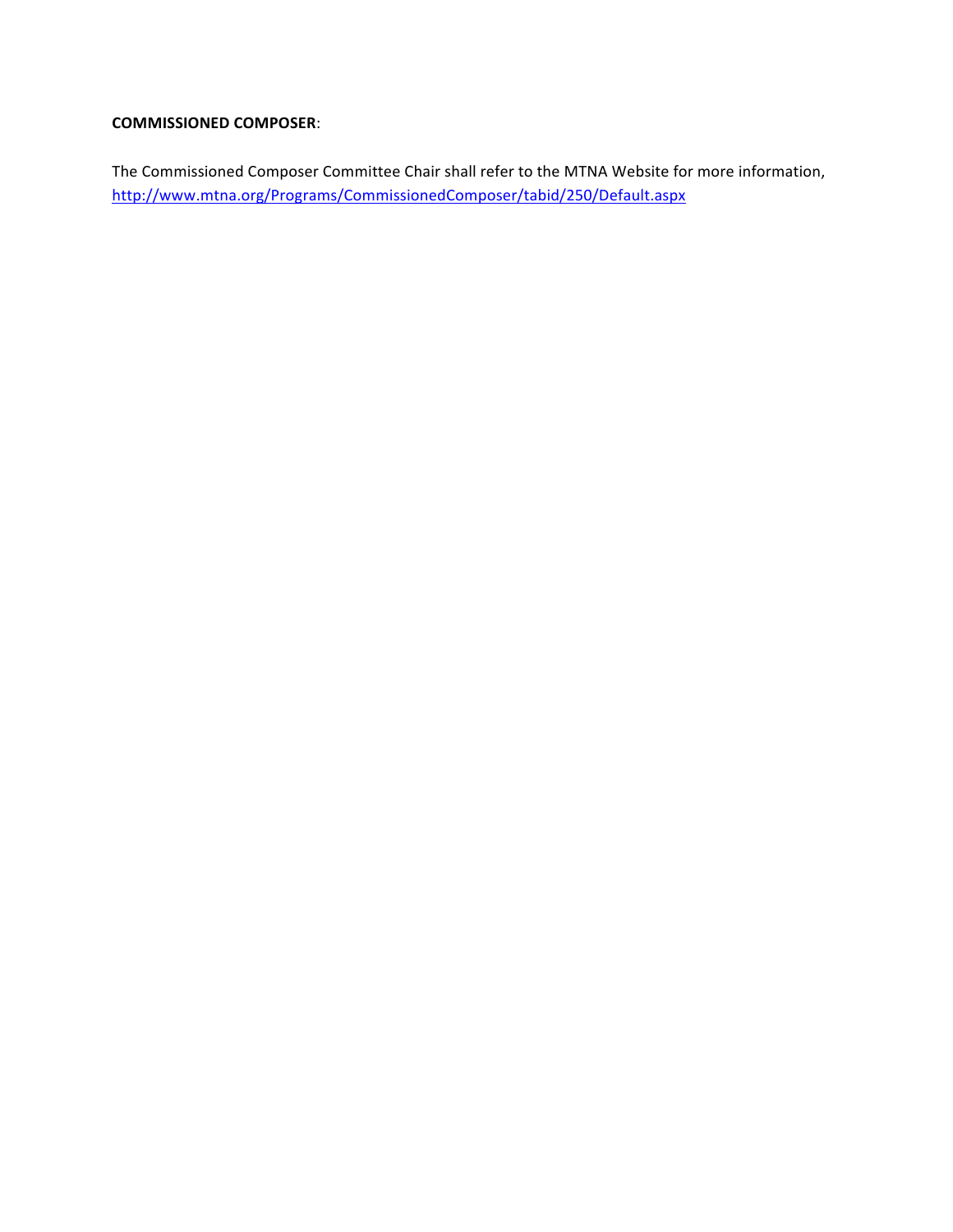**COMMISSIONED COMPOSER**:

The Commissioned Composer Committee Chair shall refer to the MTNA Website for more information, http://www.mtna.org/Programs/CommissionedComposer/tabid/250/Default.aspx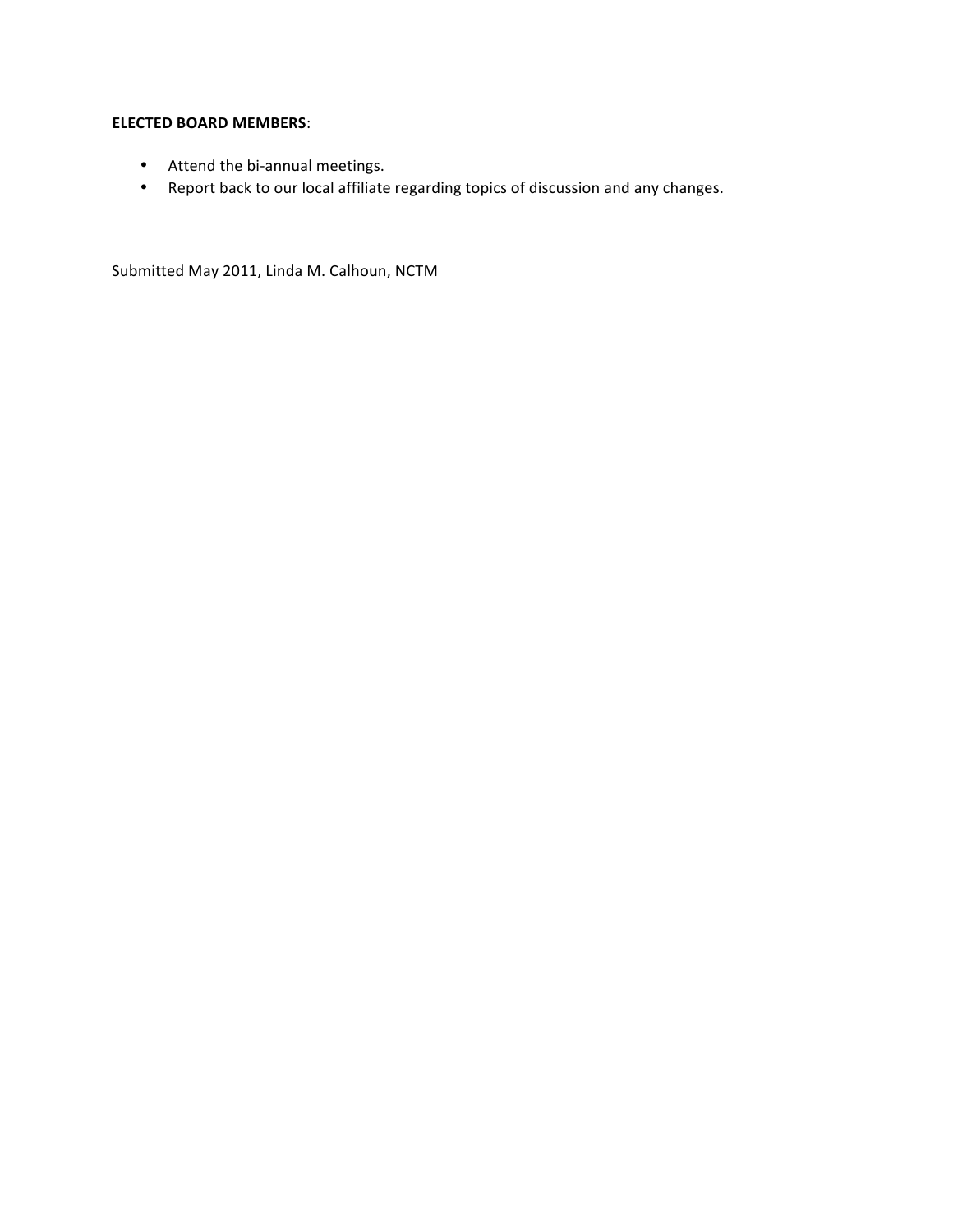**ELECTED BOARD MEMBERS**:

- Attend the bi-annual meetings.
- Report back to our local affiliate regarding topics of discussion and any changes.

Submitted May 2011, Linda M. Calhoun, NCTM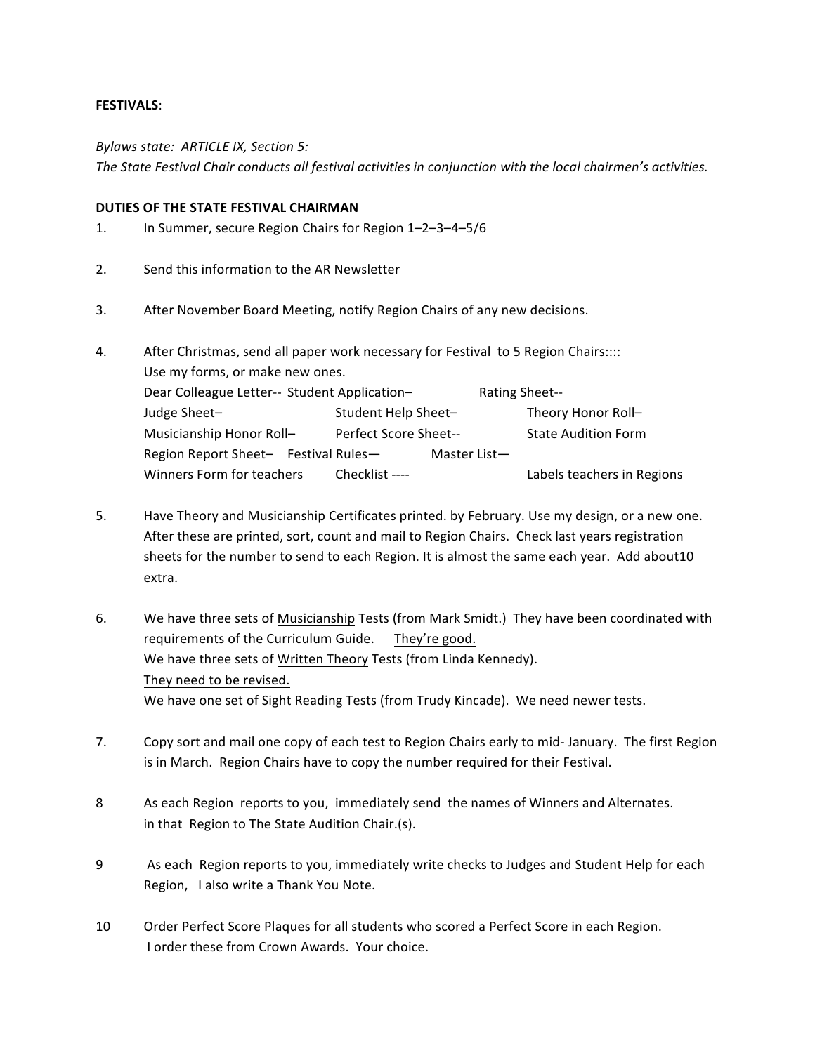**FESTIVALS**:

*Bylaws state: ARTICLE IX, Section 5:*
*The State Festival Chair conducts all festival activities in conjunction with the local chairmen's activities.*

**DUTIES OF THE STATE FESTIVAL CHAIRMAN**

1. In Summer, secure Region Chairs for Region 1–2–3–4–5/6

2. Send this information to the AR Newsletter

3. After November Board Meeting, notify Region Chairs of any new decisions.

4. After Christmas, send all paper work necessary for Festival to 5 Region Chairs::::
   Use my forms, or make new ones.
   Dear Colleague Letter-- Student Application– Rating Sheet--
   Judge Sheet– Student Help Sheet– Theory Honor Roll–
   Musicianship Honor Roll– Perfect Score Sheet-- State Audition Form
   Region Report Sheet– Festival Rules— Master List—
   Winners Form for teachers Checklist ---- Labels teachers in Regions

5. Have Theory and Musicianship Certificates printed. by February. Use my design, or a new one. After these are printed, sort, count and mail to Region Chairs. Check last years registration sheets for the number to send to each Region. It is almost the same each year. Add about10 extra.

6. We have three sets of <u>Musicianship</u> Tests (from Mark Smidt.) They have been coordinated with requirements of the Curriculum Guide. <u>They're good.</u>
   We have three sets of <u>Written Theory</u> Tests (from Linda Kennedy).
   <u>They need to be revised.</u>
   We have one set of <u>Sight Reading Tests</u> (from Trudy Kincade). <u>We need newer tests.</u>

7. Copy sort and mail one copy of each test to Region Chairs early to mid- January. The first Region is in March. Region Chairs have to copy the number required for their Festival.

8 As each Region reports to you, immediately send the names of Winners and Alternates. in that Region to The State Audition Chair.(s).

9 As each Region reports to you, immediately write checks to Judges and Student Help for each Region, I also write a Thank You Note.

10 Order Perfect Score Plaques for all students who scored a Perfect Score in each Region. I order these from Crown Awards. Your choice.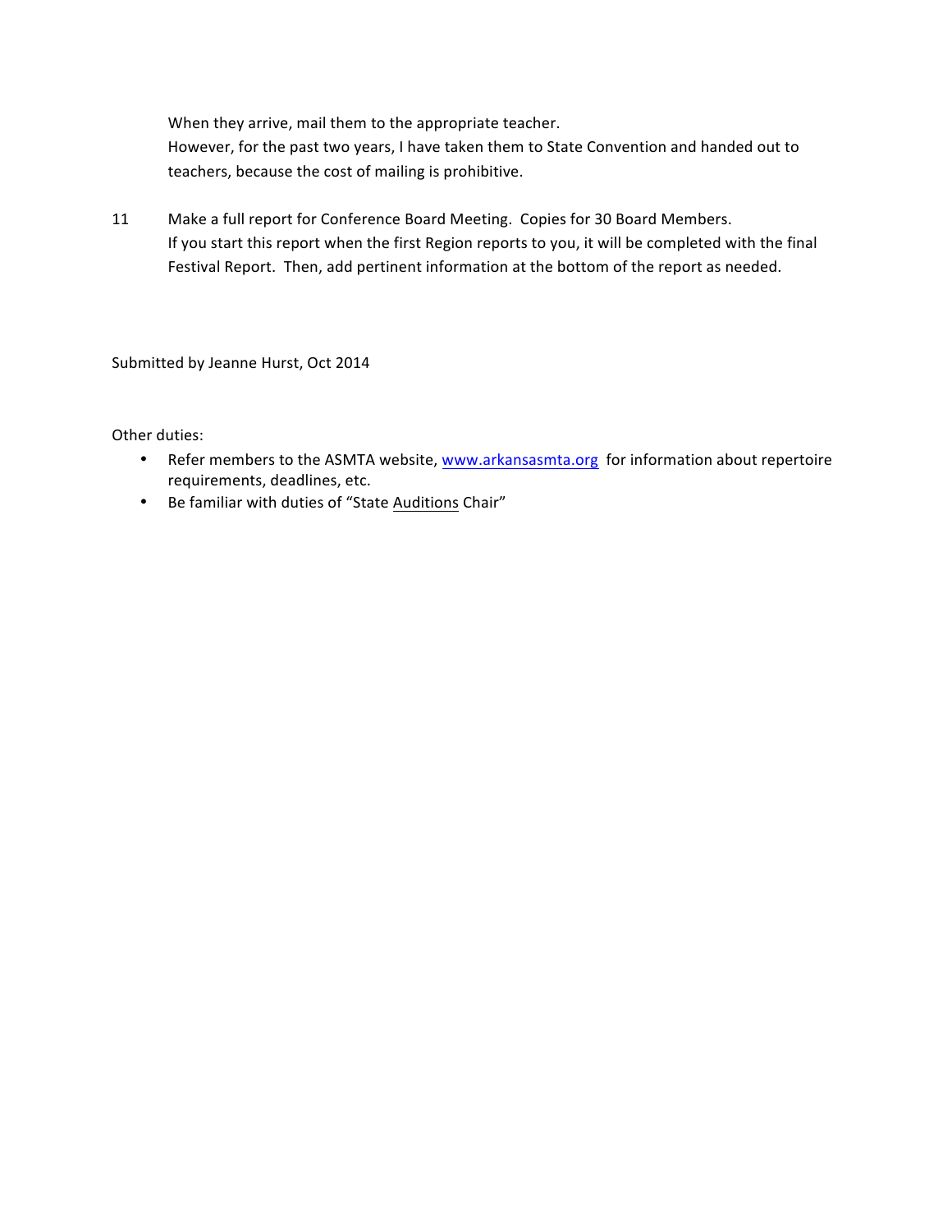When they arrive, mail them to the appropriate teacher.
However, for the past two years, I have taken them to State Convention and handed out to teachers, because the cost of mailing is prohibitive.

11 Make a full report for Conference Board Meeting. Copies for 30 Board Members.
If you start this report when the first Region reports to you, it will be completed with the final Festival Report. Then, add pertinent information at the bottom of the report as needed.

Submitted by Jeanne Hurst, Oct 2014

Other duties:

- Refer members to the ASMTA website, [www.arkansasmta.org](http://www.arkansasmta.org) for information about repertoire requirements, deadlines, etc.
- Be familiar with duties of "State Auditions Chair"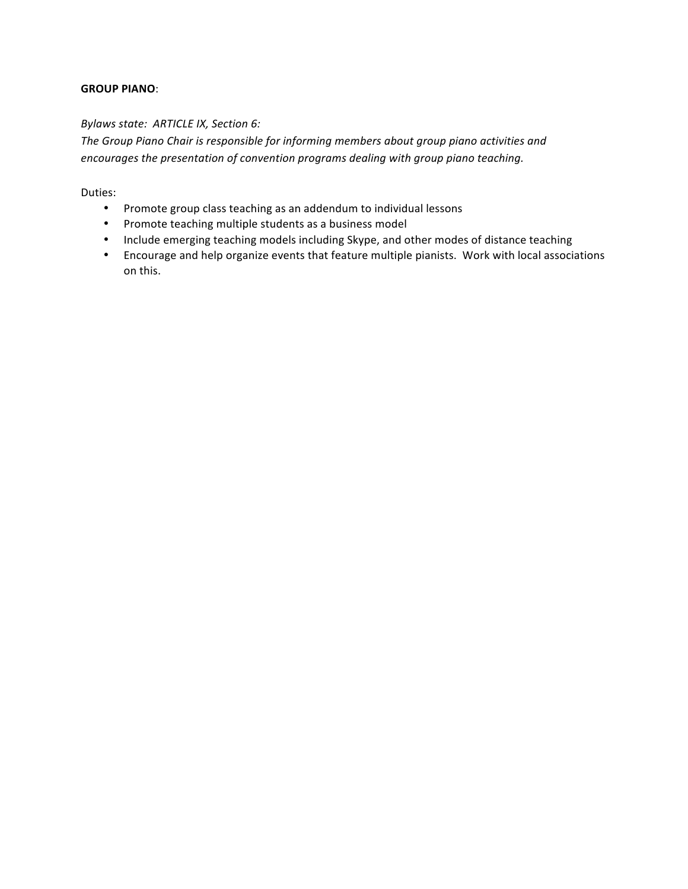**GROUP PIANO**:

*Bylaws state: ARTICLE IX, Section 6:*
*The Group Piano Chair is responsible for informing members about group piano activities and encourages the presentation of convention programs dealing with group piano teaching.*

Duties:

- Promote group class teaching as an addendum to individual lessons
- Promote teaching multiple students as a business model
- Include emerging teaching models including Skype, and other modes of distance teaching
- Encourage and help organize events that feature multiple pianists. Work with local associations on this.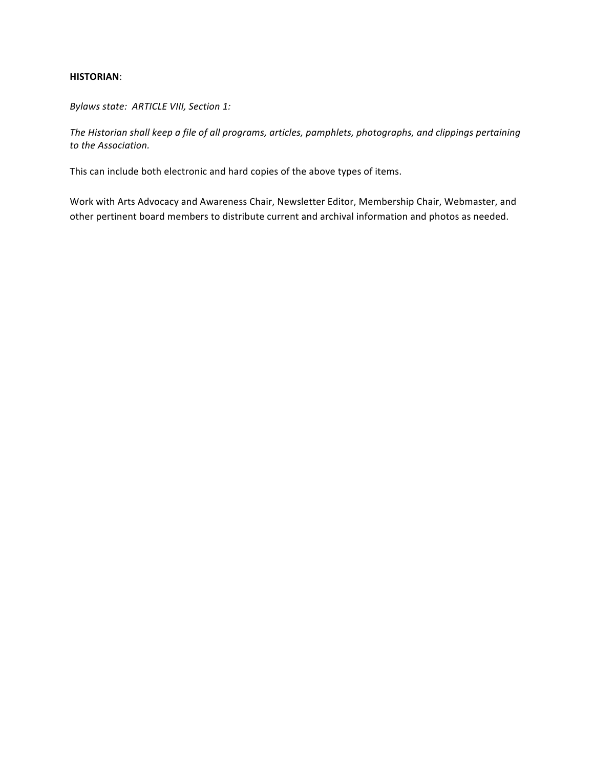**HISTORIAN**:

*Bylaws state: ARTICLE VIII, Section 1:*

*The Historian shall keep a file of all programs, articles, pamphlets, photographs, and clippings pertaining to the Association.*

This can include both electronic and hard copies of the above types of items.

Work with Arts Advocacy and Awareness Chair, Newsletter Editor, Membership Chair, Webmaster, and other pertinent board members to distribute current and archival information and photos as needed.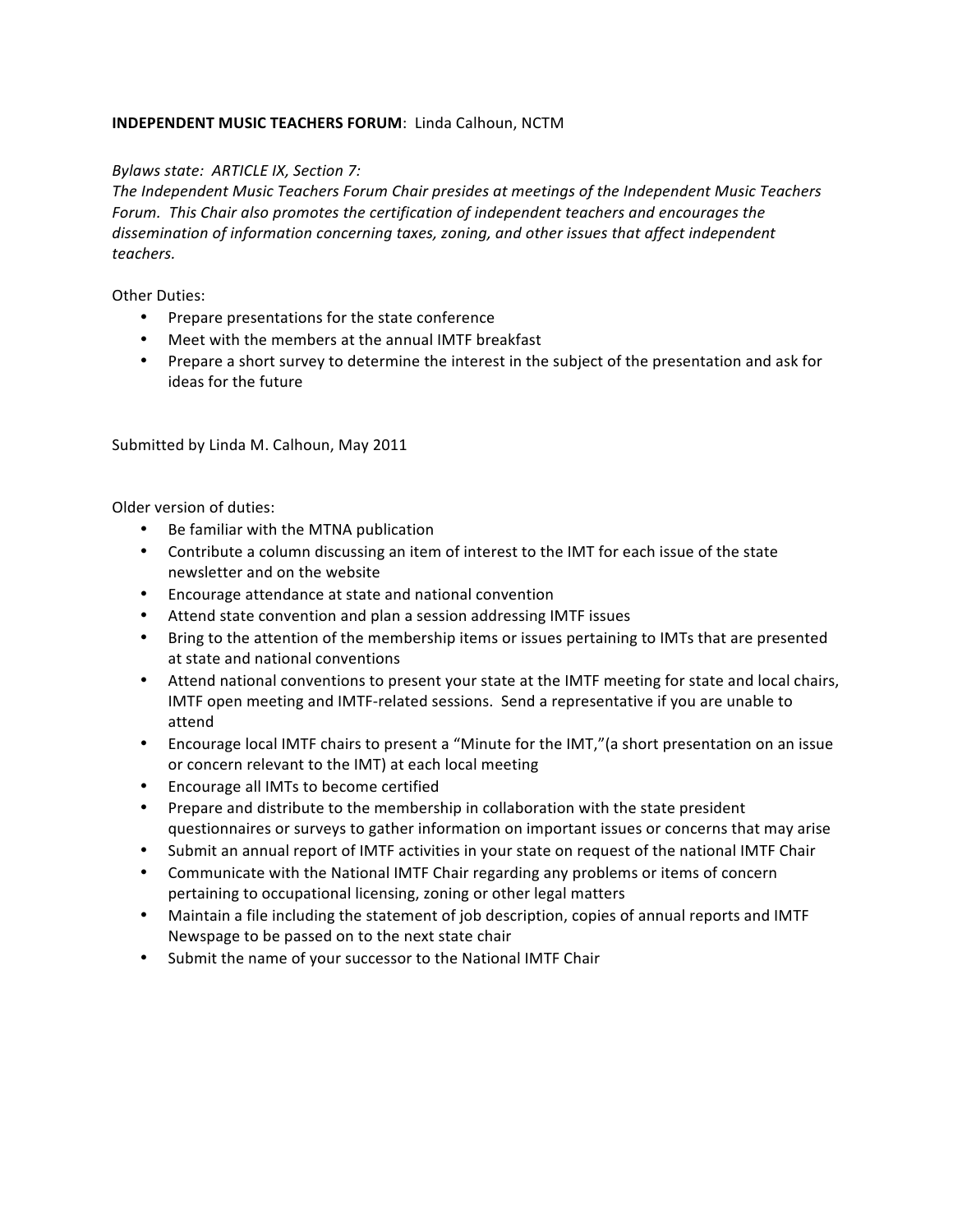**INDEPENDENT MUSIC TEACHERS FORUM**: Linda Calhoun, NCTM

*Bylaws state: ARTICLE IX, Section 7:*
*The Independent Music Teachers Forum Chair presides at meetings of the Independent Music Teachers Forum. This Chair also promotes the certification of independent teachers and encourages the dissemination of information concerning taxes, zoning, and other issues that affect independent teachers.*

Other Duties:

- Prepare presentations for the state conference
- Meet with the members at the annual IMTF breakfast
- Prepare a short survey to determine the interest in the subject of the presentation and ask for ideas for the future

Submitted by Linda M. Calhoun, May 2011

Older version of duties:

- Be familiar with the MTNA publication
- Contribute a column discussing an item of interest to the IMT for each issue of the state newsletter and on the website
- Encourage attendance at state and national convention
- Attend state convention and plan a session addressing IMTF issues
- Bring to the attention of the membership items or issues pertaining to IMTs that are presented at state and national conventions
- Attend national conventions to present your state at the IMTF meeting for state and local chairs, IMTF open meeting and IMTF-related sessions. Send a representative if you are unable to attend
- Encourage local IMTF chairs to present a "Minute for the IMT,"(a short presentation on an issue or concern relevant to the IMT) at each local meeting
- Encourage all IMTs to become certified
- Prepare and distribute to the membership in collaboration with the state president questionnaires or surveys to gather information on important issues or concerns that may arise
- Submit an annual report of IMTF activities in your state on request of the national IMTF Chair
- Communicate with the National IMTF Chair regarding any problems or items of concern pertaining to occupational licensing, zoning or other legal matters
- Maintain a file including the statement of job description, copies of annual reports and IMTF Newspage to be passed on to the next state chair
- Submit the name of your successor to the National IMTF Chair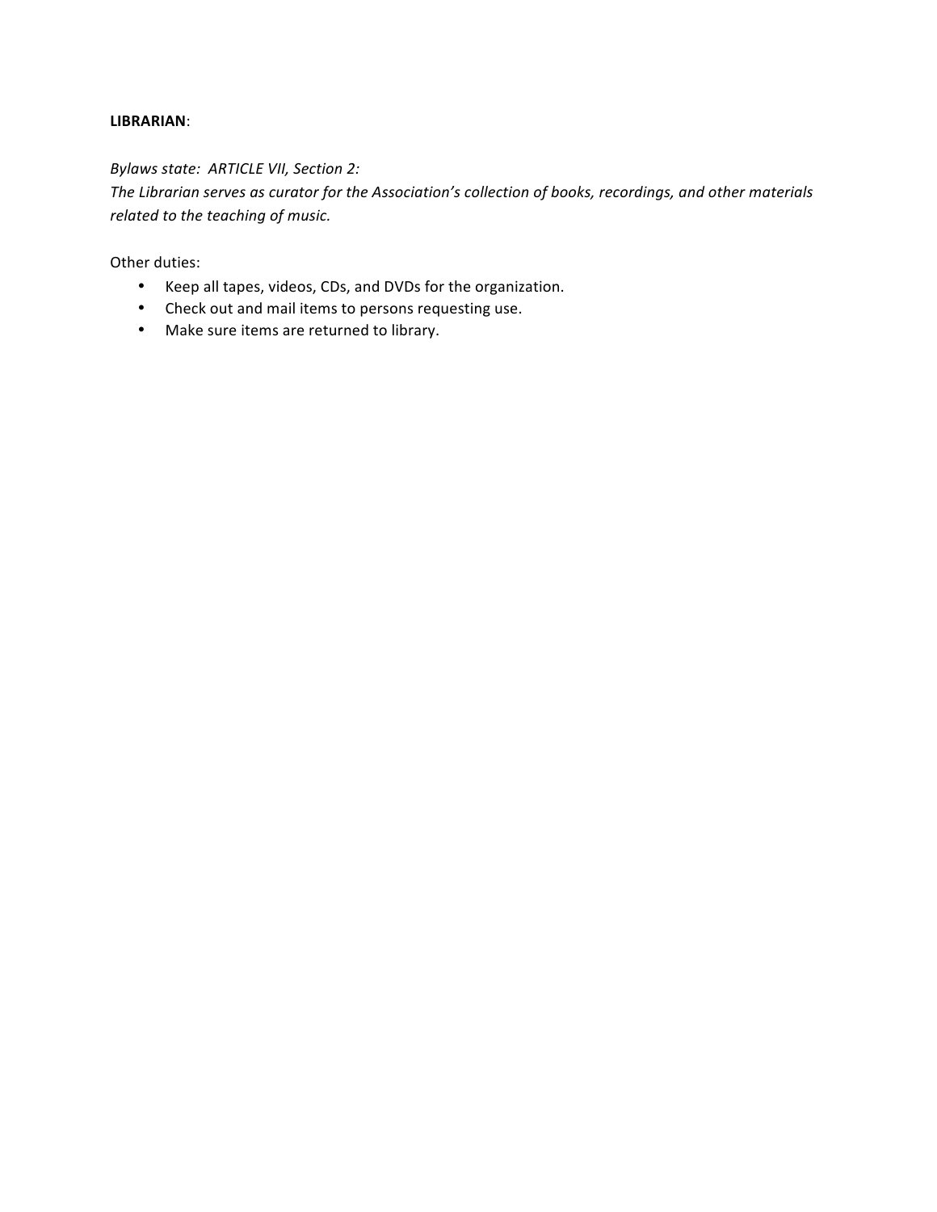**LIBRARIAN**:

*Bylaws state: ARTICLE VII, Section 2:*
*The Librarian serves as curator for the Association's collection of books, recordings, and other materials related to the teaching of music.*

Other duties:

- Keep all tapes, videos, CDs, and DVDs for the organization.
- Check out and mail items to persons requesting use.
- Make sure items are returned to library.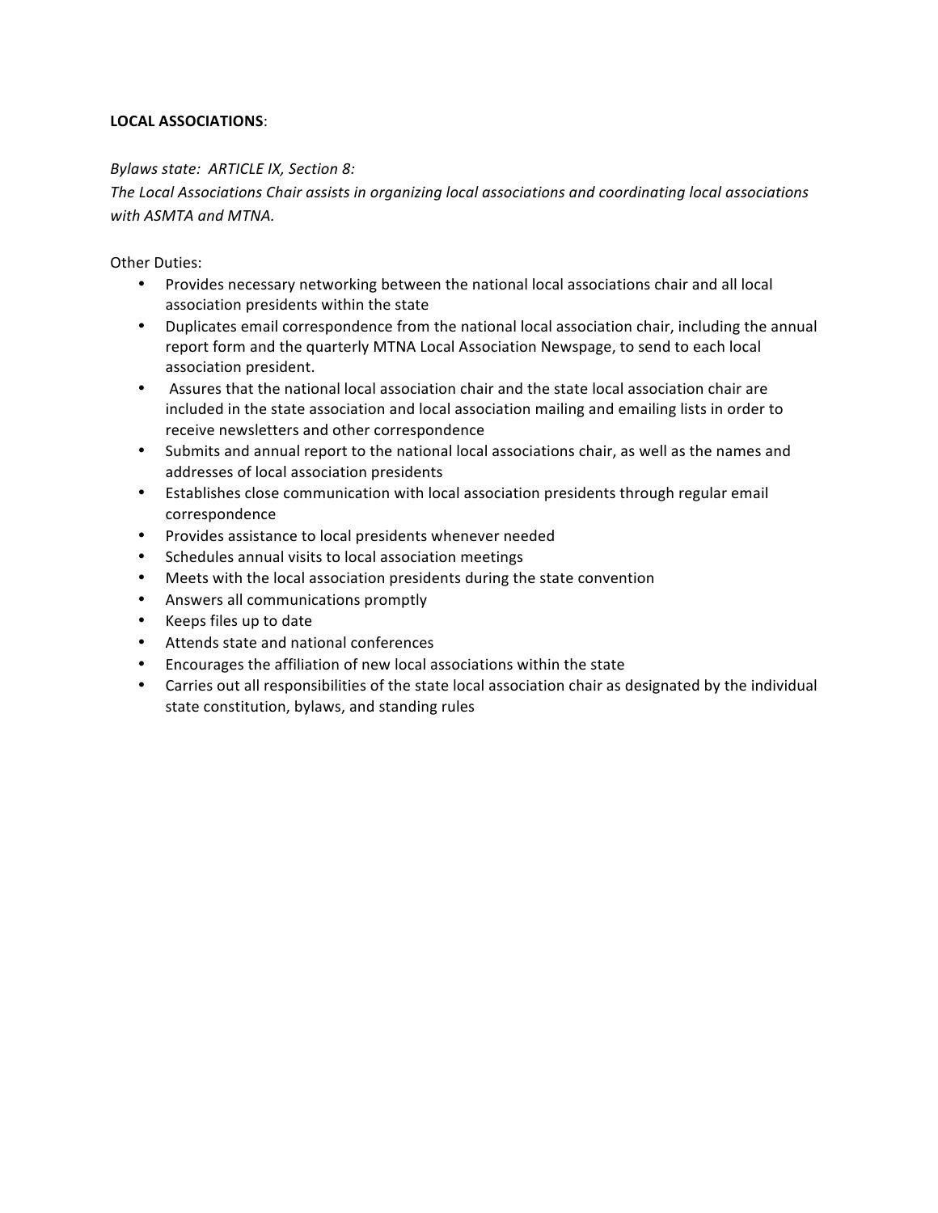**LOCAL ASSOCIATIONS**:

*Bylaws state: ARTICLE IX, Section 8:*
*The Local Associations Chair assists in organizing local associations and coordinating local associations with ASMTA and MTNA.*

Other Duties:

- Provides necessary networking between the national local associations chair and all local association presidents within the state
- Duplicates email correspondence from the national local association chair, including the annual report form and the quarterly MTNA Local Association Newspage, to send to each local association president.
- Assures that the national local association chair and the state local association chair are included in the state association and local association mailing and emailing lists in order to receive newsletters and other correspondence
- Submits and annual report to the national local associations chair, as well as the names and addresses of local association presidents
- Establishes close communication with local association presidents through regular email correspondence
- Provides assistance to local presidents whenever needed
- Schedules annual visits to local association meetings
- Meets with the local association presidents during the state convention
- Answers all communications promptly
- Keeps files up to date
- Attends state and national conferences
- Encourages the affiliation of new local associations within the state
- Carries out all responsibilities of the state local association chair as designated by the individual state constitution, bylaws, and standing rules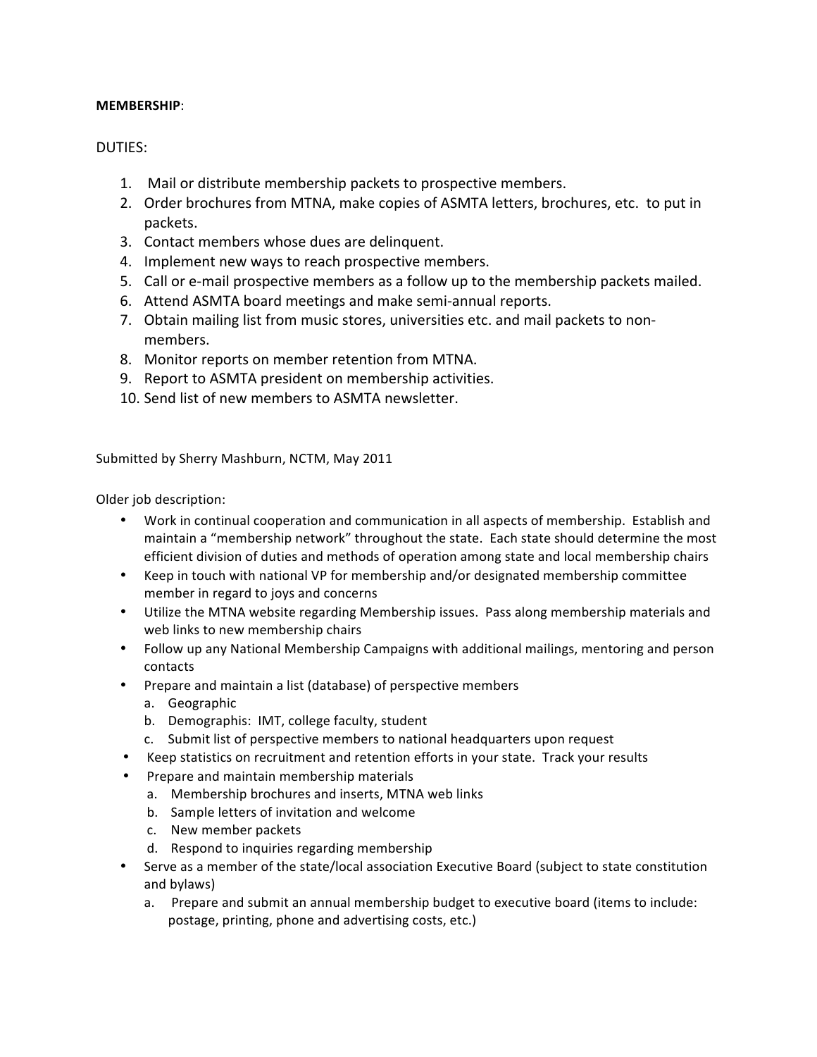**MEMBERSHIP**:

DUTIES:

1. Mail or distribute membership packets to prospective members.
2. Order brochures from MTNA, make copies of ASMTA letters, brochures, etc. to put in packets.
3. Contact members whose dues are delinquent.
4. Implement new ways to reach prospective members.
5. Call or e-mail prospective members as a follow up to the membership packets mailed.
6. Attend ASMTA board meetings and make semi-annual reports.
7. Obtain mailing list from music stores, universities etc. and mail packets to non-members.
8. Monitor reports on member retention from MTNA.
9. Report to ASMTA president on membership activities.
10. Send list of new members to ASMTA newsletter.

Submitted by Sherry Mashburn, NCTM, May 2011

Older job description:

- Work in continual cooperation and communication in all aspects of membership. Establish and maintain a "membership network" throughout the state. Each state should determine the most efficient division of duties and methods of operation among state and local membership chairs
- Keep in touch with national VP for membership and/or designated membership committee member in regard to joys and concerns
- Utilize the MTNA website regarding Membership issues. Pass along membership materials and web links to new membership chairs
- Follow up any National Membership Campaigns with additional mailings, mentoring and person contacts
- Prepare and maintain a list (database) of perspective members
  a. Geographic
  b. Demographis: IMT, college faculty, student
  c. Submit list of perspective members to national headquarters upon request
- Keep statistics on recruitment and retention efforts in your state. Track your results
- Prepare and maintain membership materials
  a. Membership brochures and inserts, MTNA web links
  b. Sample letters of invitation and welcome
  c. New member packets
  d. Respond to inquiries regarding membership
- Serve as a member of the state/local association Executive Board (subject to state constitution and bylaws)
  a. Prepare and submit an annual membership budget to executive board (items to include: postage, printing, phone and advertising costs, etc.)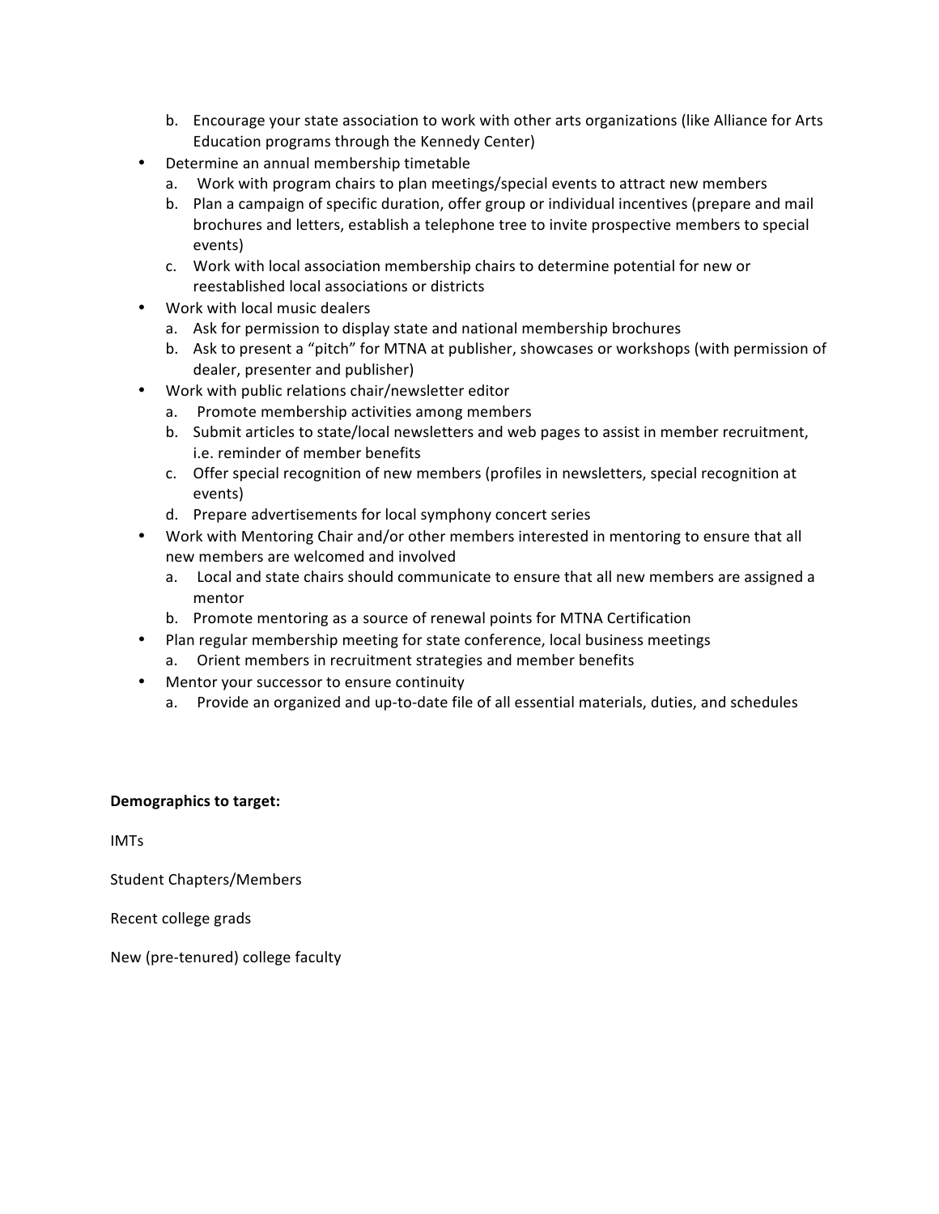b. Encourage your state association to work with other arts organizations (like Alliance for Arts Education programs through the Kennedy Center)

- Determine an annual membership timetable
   a. Work with program chairs to plan meetings/special events to attract new members
   b. Plan a campaign of specific duration, offer group or individual incentives (prepare and mail brochures and letters, establish a telephone tree to invite prospective members to special events)
   c. Work with local association membership chairs to determine potential for new or reestablished local associations or districts
- Work with local music dealers
   a. Ask for permission to display state and national membership brochures
   b. Ask to present a "pitch" for MTNA at publisher, showcases or workshops (with permission of dealer, presenter and publisher)
- Work with public relations chair/newsletter editor
   a. Promote membership activities among members
   b. Submit articles to state/local newsletters and web pages to assist in member recruitment, i.e. reminder of member benefits
   c. Offer special recognition of new members (profiles in newsletters, special recognition at events)
   d. Prepare advertisements for local symphony concert series
- Work with Mentoring Chair and/or other members interested in mentoring to ensure that all new members are welcomed and involved
   a. Local and state chairs should communicate to ensure that all new members are assigned a mentor
   b. Promote mentoring as a source of renewal points for MTNA Certification
- Plan regular membership meeting for state conference, local business meetings
   a. Orient members in recruitment strategies and member benefits
- Mentor your successor to ensure continuity
   a. Provide an organized and up-to-date file of all essential materials, duties, and schedules

**Demographics to target:**

IMTs

Student Chapters/Members

Recent college grads

New (pre-tenured) college faculty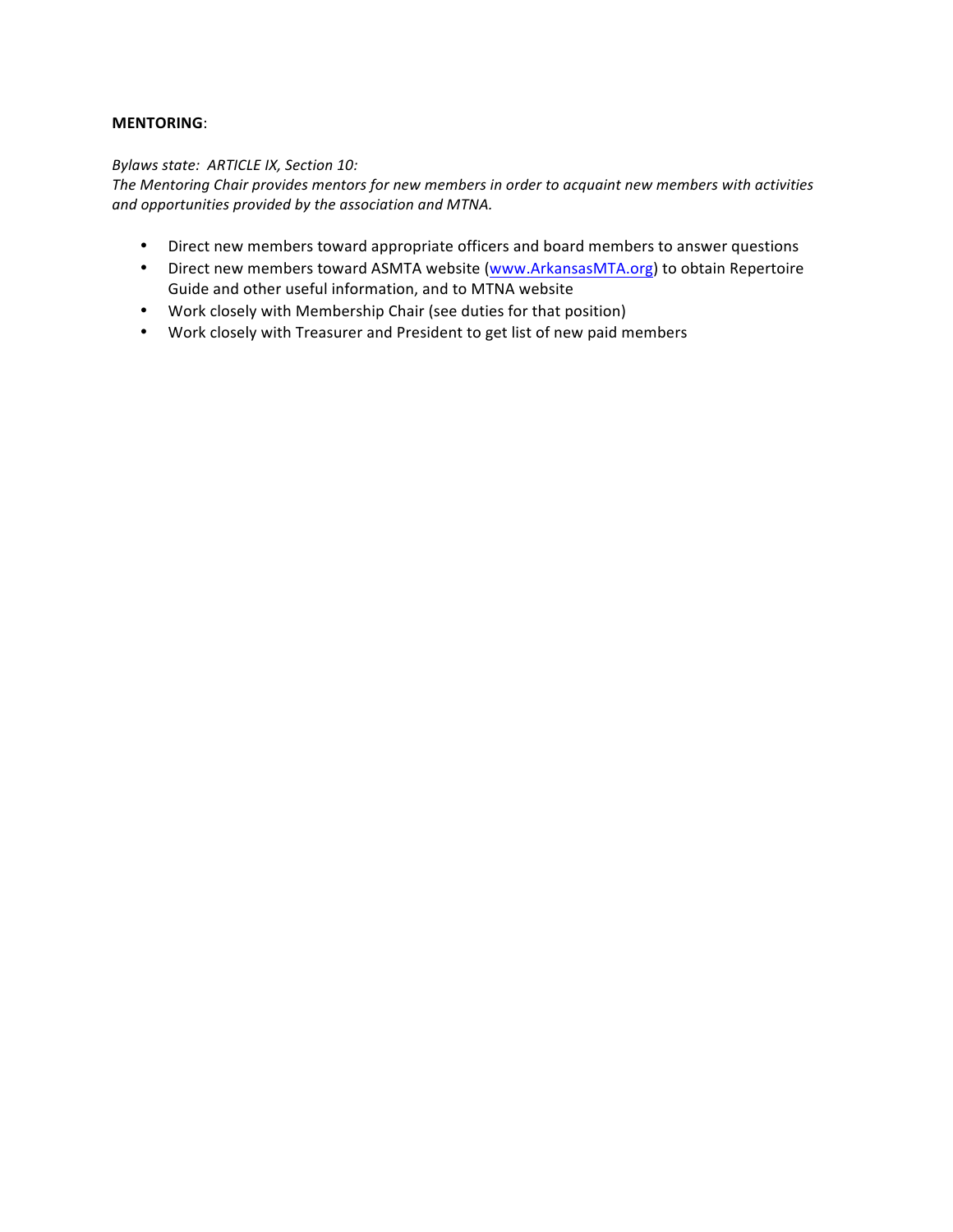**MENTORING**:

*Bylaws state: ARTICLE IX, Section 10:*
*The Mentoring Chair provides mentors for new members in order to acquaint new members with activities and opportunities provided by the association and MTNA.*

- Direct new members toward appropriate officers and board members to answer questions
- Direct new members toward ASMTA website (www.ArkansasMTA.org) to obtain Repertoire Guide and other useful information, and to MTNA website
- Work closely with Membership Chair (see duties for that position)
- Work closely with Treasurer and President to get list of new paid members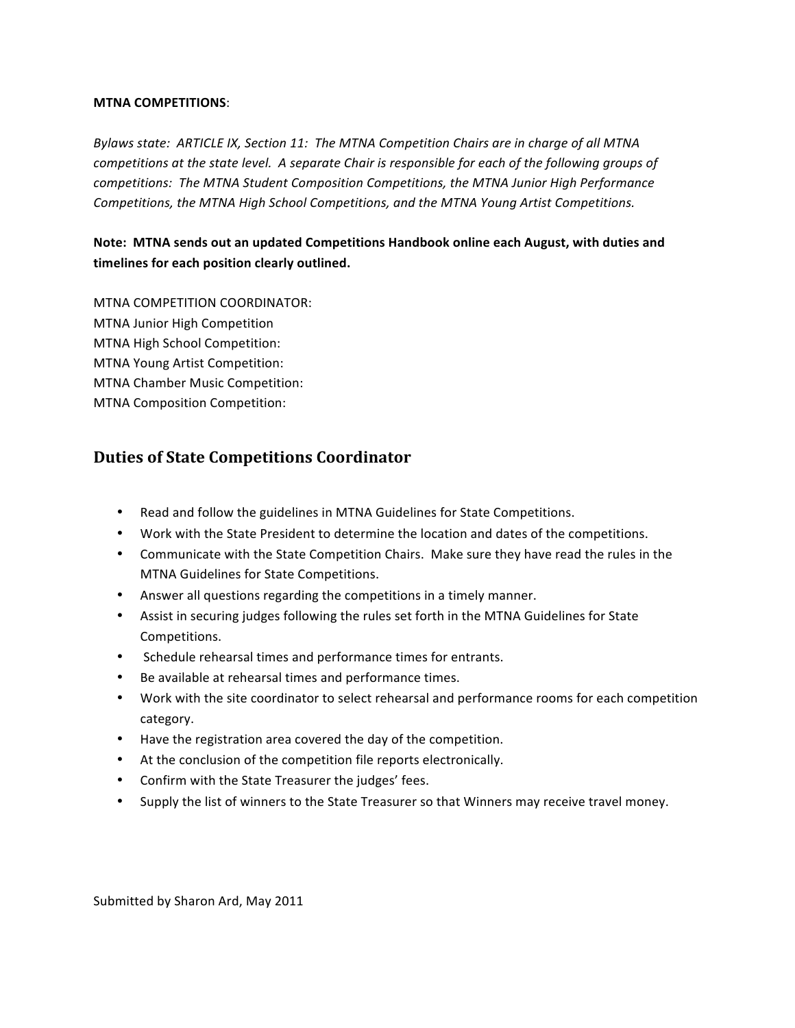**MTNA COMPETITIONS**:

*Bylaws state: ARTICLE IX, Section 11: The MTNA Competition Chairs are in charge of all MTNA competitions at the state level. A separate Chair is responsible for each of the following groups of competitions: The MTNA Student Composition Competitions, the MTNA Junior High Performance Competitions, the MTNA High School Competitions, and the MTNA Young Artist Competitions.*

**Note: MTNA sends out an updated Competitions Handbook online each August, with duties and timelines for each position clearly outlined.**

MTNA COMPETITION COORDINATOR:
MTNA Junior High Competition
MTNA High School Competition:
MTNA Young Artist Competition:
MTNA Chamber Music Competition:
MTNA Composition Competition:

## Duties of State Competitions Coordinator

- Read and follow the guidelines in MTNA Guidelines for State Competitions.
- Work with the State President to determine the location and dates of the competitions.
- Communicate with the State Competition Chairs. Make sure they have read the rules in the MTNA Guidelines for State Competitions.
- Answer all questions regarding the competitions in a timely manner.
- Assist in securing judges following the rules set forth in the MTNA Guidelines for State Competitions.
- Schedule rehearsal times and performance times for entrants.
- Be available at rehearsal times and performance times.
- Work with the site coordinator to select rehearsal and performance rooms for each competition category.
- Have the registration area covered the day of the competition.
- At the conclusion of the competition file reports electronically.
- Confirm with the State Treasurer the judges' fees.
- Supply the list of winners to the State Treasurer so that Winners may receive travel money.

Submitted by Sharon Ard, May 2011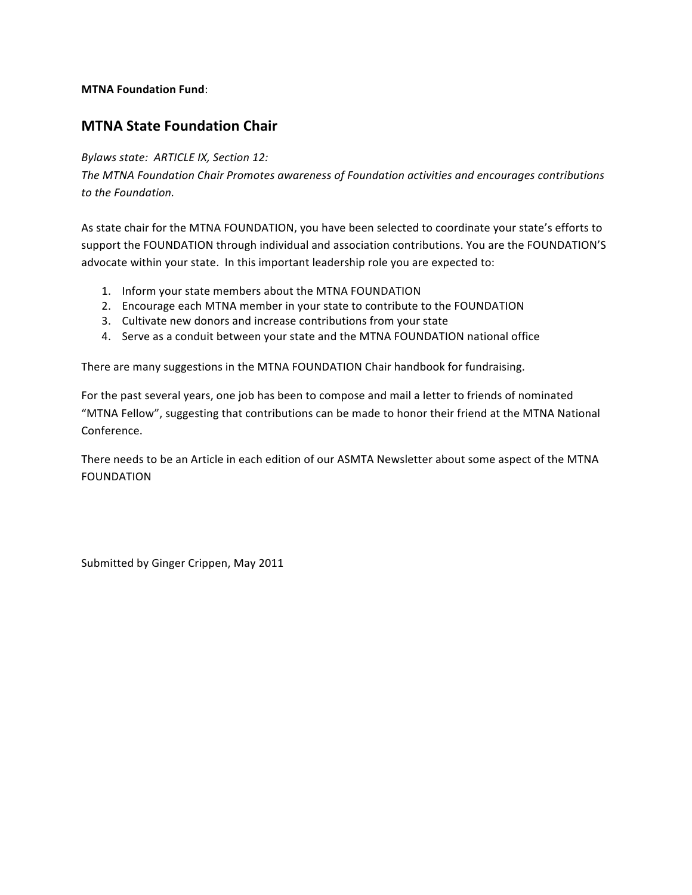**MTNA Foundation Fund**:

## MTNA State Foundation Chair

*Bylaws state: ARTICLE IX, Section 12:*
*The MTNA Foundation Chair Promotes awareness of Foundation activities and encourages contributions to the Foundation.*

As state chair for the MTNA FOUNDATION, you have been selected to coordinate your state's efforts to support the FOUNDATION through individual and association contributions. You are the FOUNDATION'S advocate within your state. In this important leadership role you are expected to:

1. Inform your state members about the MTNA FOUNDATION
2. Encourage each MTNA member in your state to contribute to the FOUNDATION
3. Cultivate new donors and increase contributions from your state
4. Serve as a conduit between your state and the MTNA FOUNDATION national office

There are many suggestions in the MTNA FOUNDATION Chair handbook for fundraising.

For the past several years, one job has been to compose and mail a letter to friends of nominated "MTNA Fellow", suggesting that contributions can be made to honor their friend at the MTNA National Conference.

There needs to be an Article in each edition of our ASMTA Newsletter about some aspect of the MTNA FOUNDATION

Submitted by Ginger Crippen, May 2011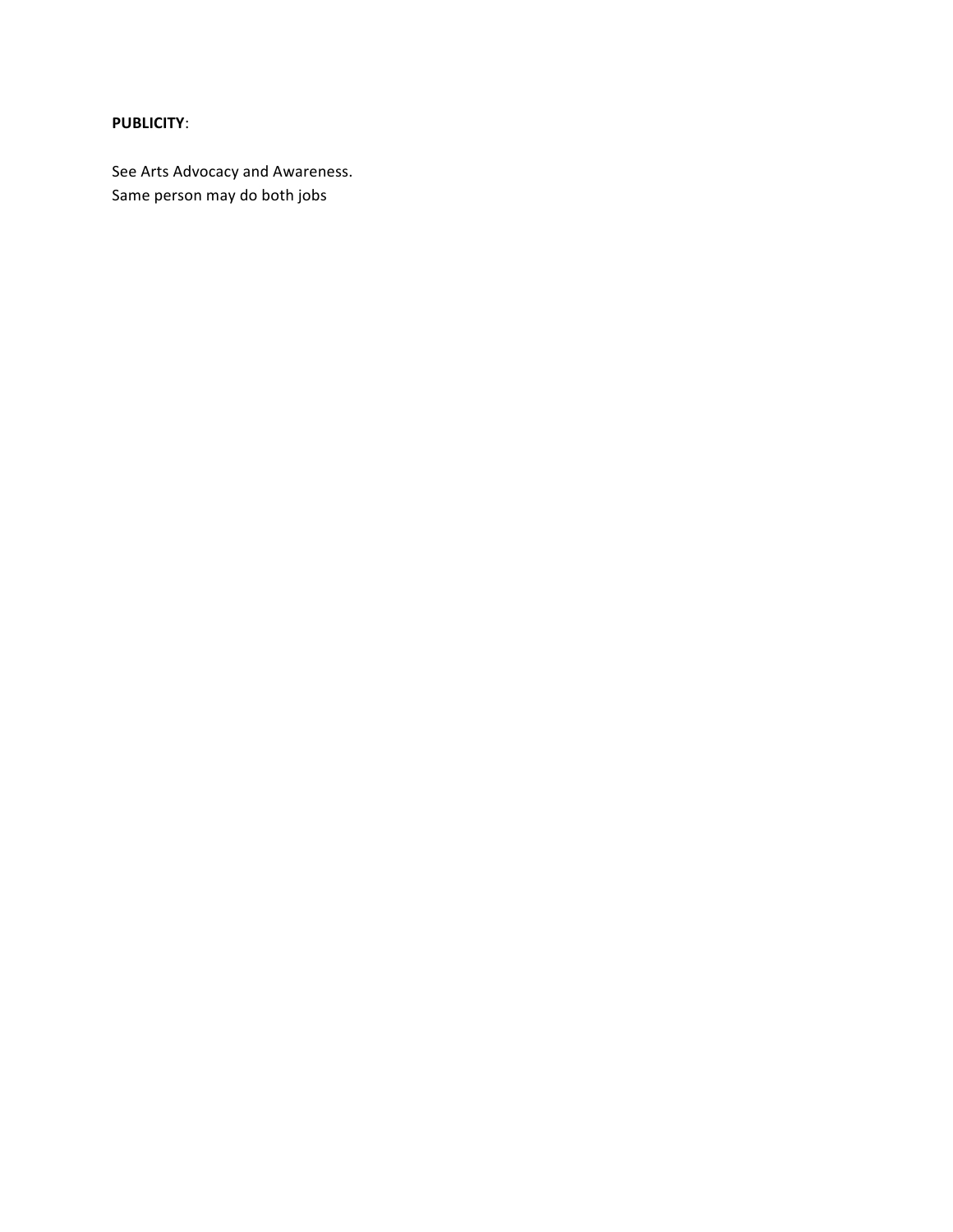**PUBLICITY**:

See Arts Advocacy and Awareness.
Same person may do both jobs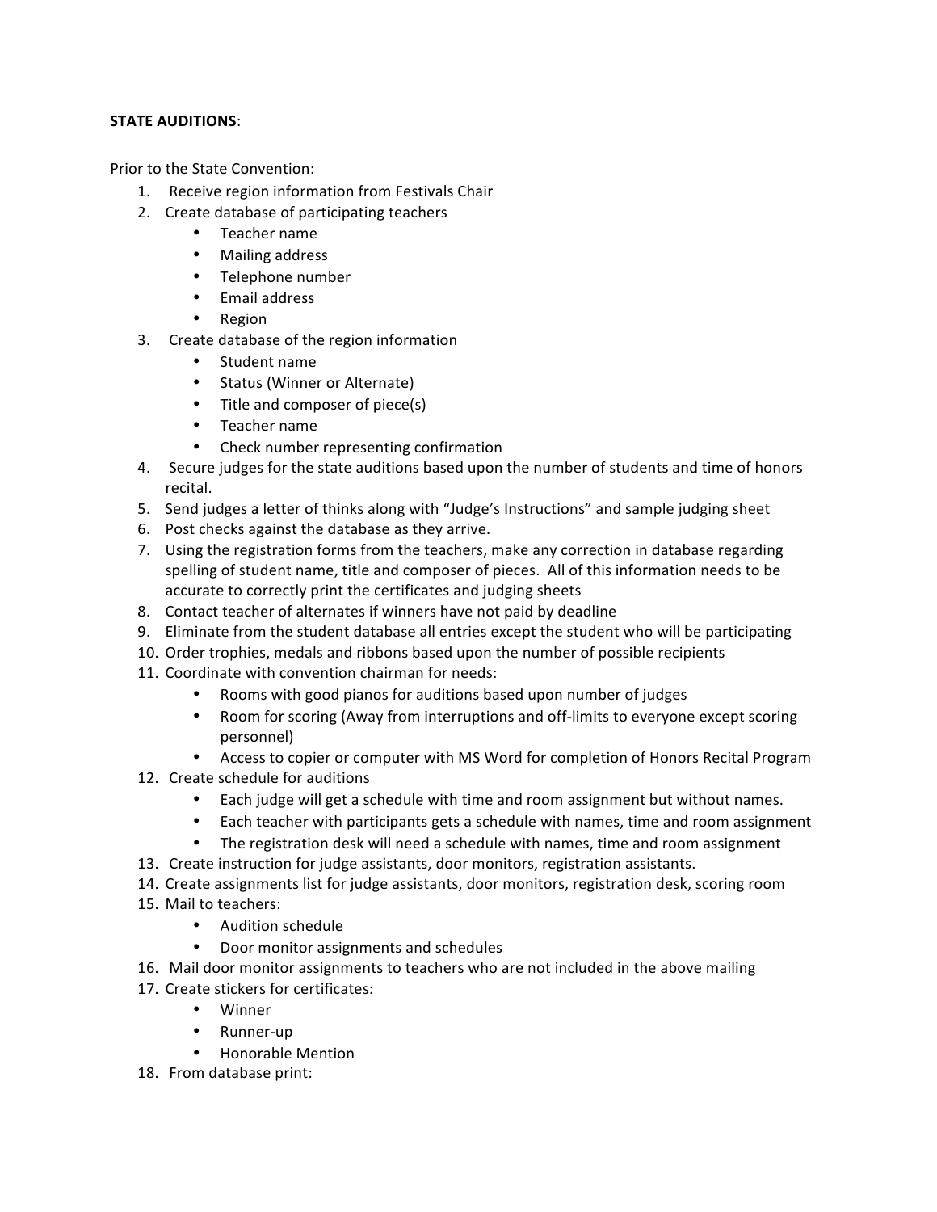**STATE AUDITIONS**:

Prior to the State Convention:

1. Receive region information from Festivals Chair
2. Create database of participating teachers
   - Teacher name
   - Mailing address
   - Telephone number
   - Email address
   - Region
3. Create database of the region information
   - Student name
   - Status (Winner or Alternate)
   - Title and composer of piece(s)
   - Teacher name
   - Check number representing confirmation
4. Secure judges for the state auditions based upon the number of students and time of honors recital.
5. Send judges a letter of thinks along with "Judge's Instructions" and sample judging sheet
6. Post checks against the database as they arrive.
7. Using the registration forms from the teachers, make any correction in database regarding spelling of student name, title and composer of pieces. All of this information needs to be accurate to correctly print the certificates and judging sheets
8. Contact teacher of alternates if winners have not paid by deadline
9. Eliminate from the student database all entries except the student who will be participating
10. Order trophies, medals and ribbons based upon the number of possible recipients
11. Coordinate with convention chairman for needs:
    - Rooms with good pianos for auditions based upon number of judges
    - Room for scoring (Away from interruptions and off-limits to everyone except scoring personnel)
    - Access to copier or computer with MS Word for completion of Honors Recital Program
12. Create schedule for auditions
    - Each judge will get a schedule with time and room assignment but without names.
    - Each teacher with participants gets a schedule with names, time and room assignment
    - The registration desk will need a schedule with names, time and room assignment
13. Create instruction for judge assistants, door monitors, registration assistants.
14. Create assignments list for judge assistants, door monitors, registration desk, scoring room
15. Mail to teachers:
    - Audition schedule
    - Door monitor assignments and schedules
16. Mail door monitor assignments to teachers who are not included in the above mailing
17. Create stickers for certificates:
    - Winner
    - Runner-up
    - Honorable Mention
18. From database print: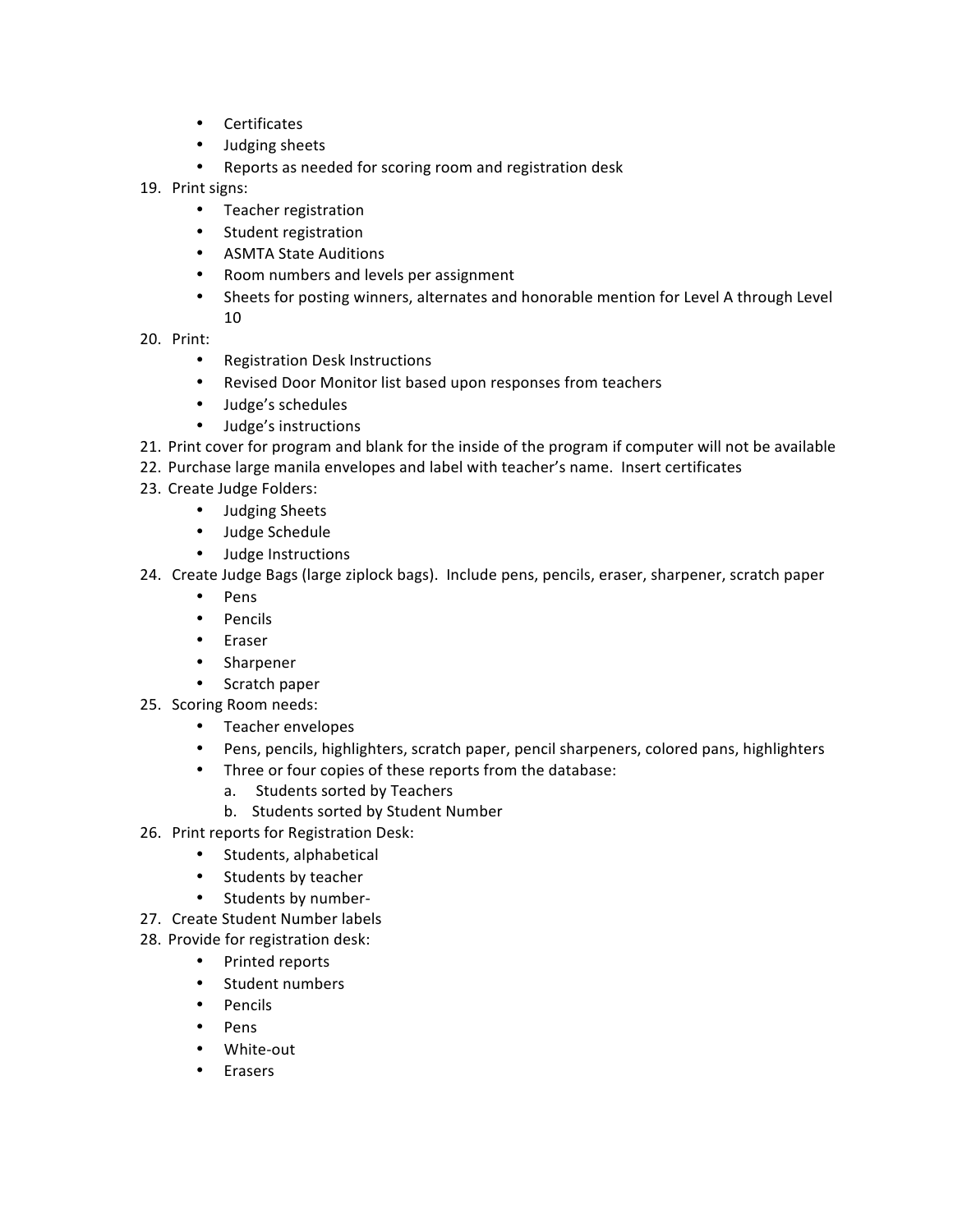- Certificates
- Judging sheets
- Reports as needed for scoring room and registration desk

19. Print signs:
    - Teacher registration
    - Student registration
    - ASMTA State Auditions
    - Room numbers and levels per assignment
    - Sheets for posting winners, alternates and honorable mention for Level A through Level 10
20. Print:
    - Registration Desk Instructions
    - Revised Door Monitor list based upon responses from teachers
    - Judge's schedules
    - Judge's instructions
21. Print cover for program and blank for the inside of the program if computer will not be available
22. Purchase large manila envelopes and label with teacher's name. Insert certificates
23. Create Judge Folders:
    - Judging Sheets
    - Judge Schedule
    - Judge Instructions
24. Create Judge Bags (large ziplock bags). Include pens, pencils, eraser, sharpener, scratch paper
    - Pens
    - Pencils
    - Eraser
    - Sharpener
    - Scratch paper
25. Scoring Room needs:
    - Teacher envelopes
    - Pens, pencils, highlighters, scratch paper, pencil sharpeners, colored pans, highlighters
    - Three or four copies of these reports from the database:
        a. Students sorted by Teachers
        b. Students sorted by Student Number
26. Print reports for Registration Desk:
    - Students, alphabetical
    - Students by teacher
    - Students by number-
27. Create Student Number labels
28. Provide for registration desk:
    - Printed reports
    - Student numbers
    - Pencils
    - Pens
    - White-out
    - Erasers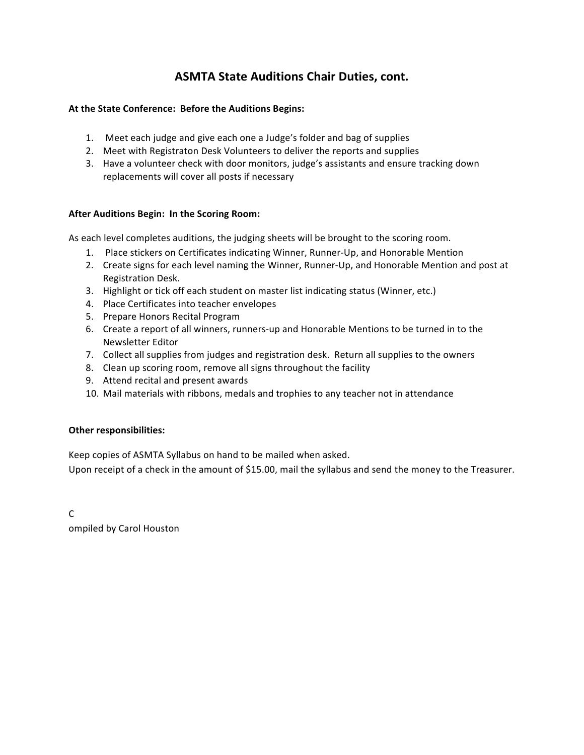# ASMTA State Auditions Chair Duties, cont.

**At the State Conference: Before the Auditions Begins:**

1. Meet each judge and give each one a Judge's folder and bag of supplies
2. Meet with Registraton Desk Volunteers to deliver the reports and supplies
3. Have a volunteer check with door monitors, judge's assistants and ensure tracking down replacements will cover all posts if necessary

**After Auditions Begin: In the Scoring Room:**

As each level completes auditions, the judging sheets will be brought to the scoring room.

1. Place stickers on Certificates indicating Winner, Runner-Up, and Honorable Mention
2. Create signs for each level naming the Winner, Runner-Up, and Honorable Mention and post at Registration Desk.
3. Highlight or tick off each student on master list indicating status (Winner, etc.)
4. Place Certificates into teacher envelopes
5. Prepare Honors Recital Program
6. Create a report of all winners, runners-up and Honorable Mentions to be turned in to the Newsletter Editor
7. Collect all supplies from judges and registration desk. Return all supplies to the owners
8. Clean up scoring room, remove all signs throughout the facility
9. Attend recital and present awards
10. Mail materials with ribbons, medals and trophies to any teacher not in attendance

**Other responsibilities:**

Keep copies of ASMTA Syllabus on hand to be mailed when asked.
Upon receipt of a check in the amount of $15.00, mail the syllabus and send the money to the Treasurer.

C
ompiled by Carol Houston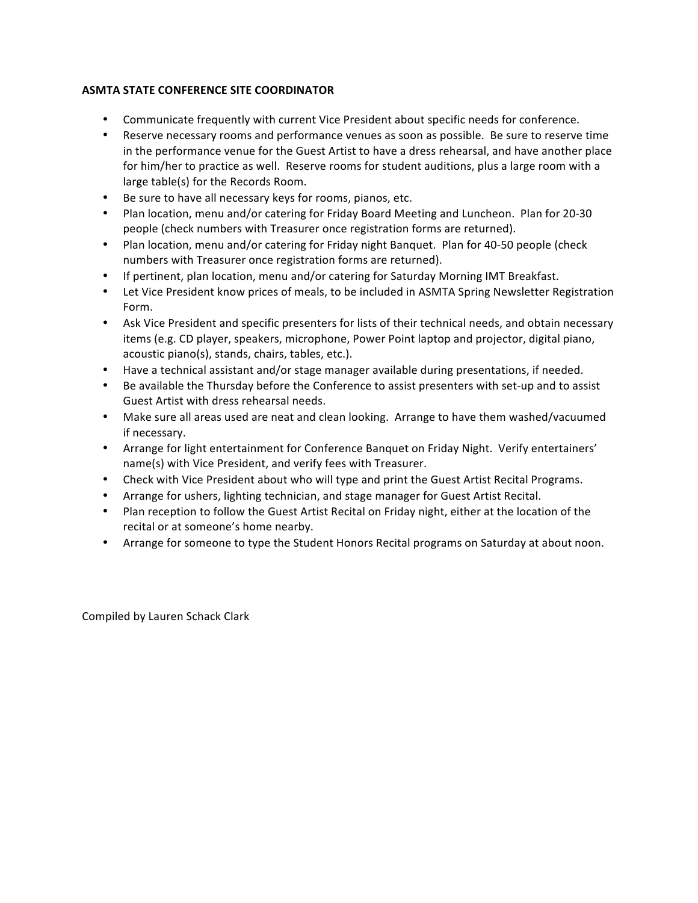**ASMTA STATE CONFERENCE SITE COORDINATOR**

- Communicate frequently with current Vice President about specific needs for conference.
- Reserve necessary rooms and performance venues as soon as possible. Be sure to reserve time in the performance venue for the Guest Artist to have a dress rehearsal, and have another place for him/her to practice as well. Reserve rooms for student auditions, plus a large room with a large table(s) for the Records Room.
- Be sure to have all necessary keys for rooms, pianos, etc.
- Plan location, menu and/or catering for Friday Board Meeting and Luncheon. Plan for 20-30 people (check numbers with Treasurer once registration forms are returned).
- Plan location, menu and/or catering for Friday night Banquet. Plan for 40-50 people (check numbers with Treasurer once registration forms are returned).
- If pertinent, plan location, menu and/or catering for Saturday Morning IMT Breakfast.
- Let Vice President know prices of meals, to be included in ASMTA Spring Newsletter Registration Form.
- Ask Vice President and specific presenters for lists of their technical needs, and obtain necessary items (e.g. CD player, speakers, microphone, Power Point laptop and projector, digital piano, acoustic piano(s), stands, chairs, tables, etc.).
- Have a technical assistant and/or stage manager available during presentations, if needed.
- Be available the Thursday before the Conference to assist presenters with set-up and to assist Guest Artist with dress rehearsal needs.
- Make sure all areas used are neat and clean looking. Arrange to have them washed/vacuumed if necessary.
- Arrange for light entertainment for Conference Banquet on Friday Night. Verify entertainers' name(s) with Vice President, and verify fees with Treasurer.
- Check with Vice President about who will type and print the Guest Artist Recital Programs.
- Arrange for ushers, lighting technician, and stage manager for Guest Artist Recital.
- Plan reception to follow the Guest Artist Recital on Friday night, either at the location of the recital or at someone's home nearby.
- Arrange for someone to type the Student Honors Recital programs on Saturday at about noon.

Compiled by Lauren Schack Clark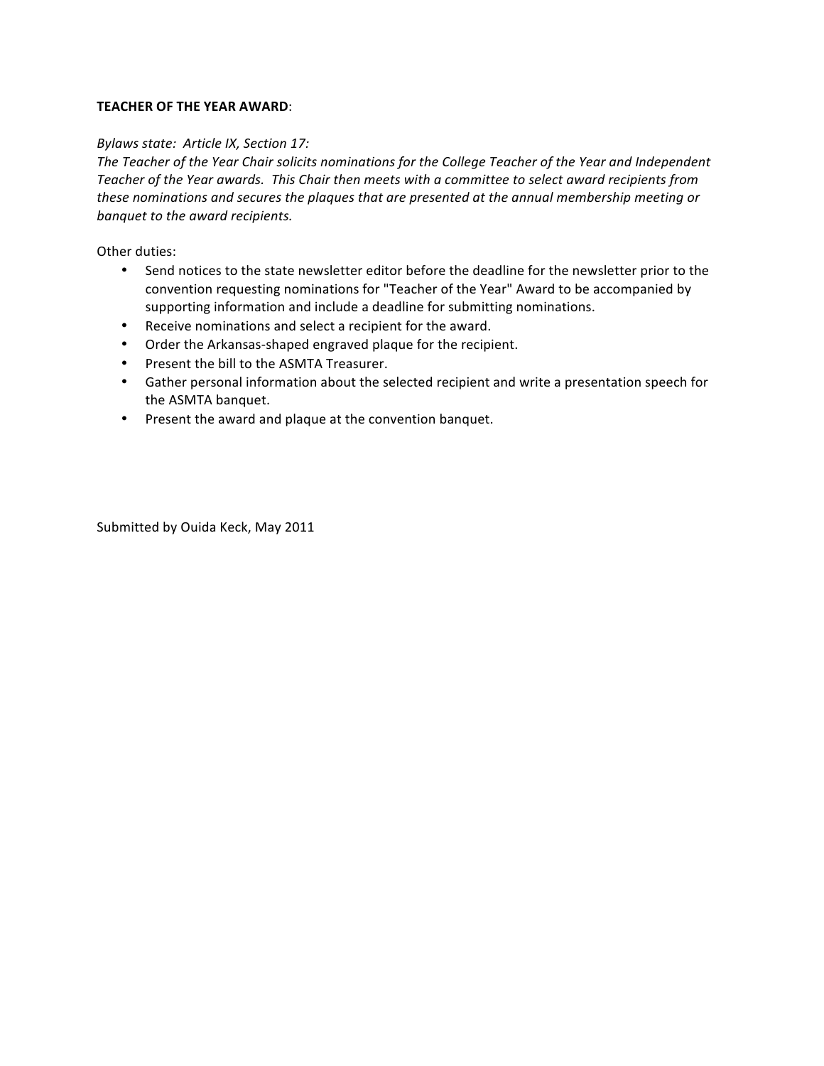**TEACHER OF THE YEAR AWARD**:

*Bylaws state: Article IX, Section 17:*
*The Teacher of the Year Chair solicits nominations for the College Teacher of the Year and Independent Teacher of the Year awards. This Chair then meets with a committee to select award recipients from these nominations and secures the plaques that are presented at the annual membership meeting or banquet to the award recipients.*

Other duties:

- Send notices to the state newsletter editor before the deadline for the newsletter prior to the convention requesting nominations for "Teacher of the Year" Award to be accompanied by supporting information and include a deadline for submitting nominations.
- Receive nominations and select a recipient for the award.
- Order the Arkansas-shaped engraved plaque for the recipient.
- Present the bill to the ASMTA Treasurer.
- Gather personal information about the selected recipient and write a presentation speech for the ASMTA banquet.
- Present the award and plaque at the convention banquet.

Submitted by Ouida Keck, May 2011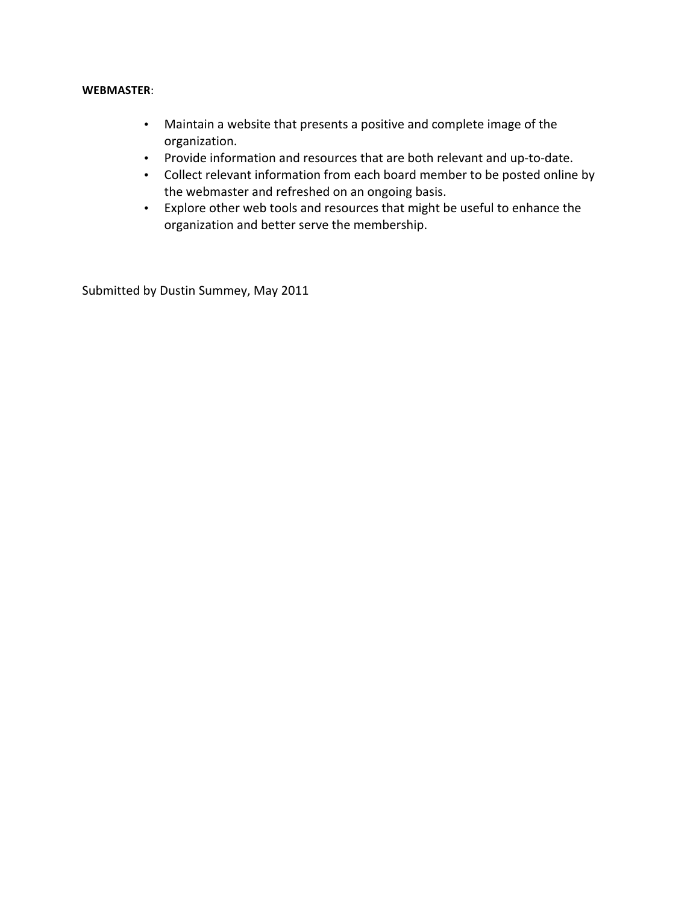**WEBMASTER**:

- Maintain a website that presents a positive and complete image of the organization.
- Provide information and resources that are both relevant and up-to-date.
- Collect relevant information from each board member to be posted online by the webmaster and refreshed on an ongoing basis.
- Explore other web tools and resources that might be useful to enhance the organization and better serve the membership.

Submitted by Dustin Summey, May 2011